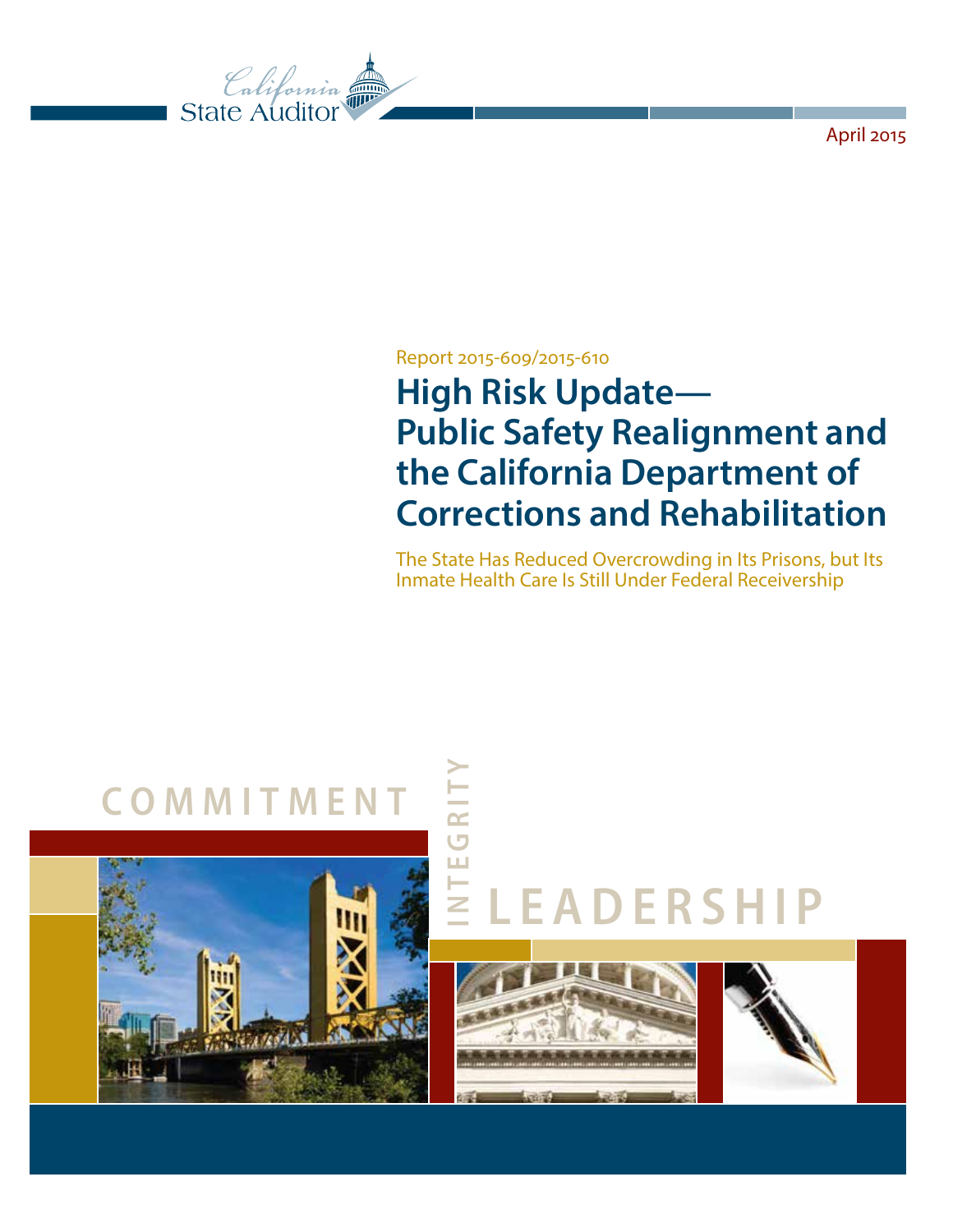California State Auditor

April 2015

Report 2015-609/2015-610

# High Risk Update— Public Safety Realignment and the California Department of Corrections and Rehabilitation

The State Has Reduced Overcrowding in Its Prisons, but Its Inmate Health Care Is Still Under Federal Receivership

COMMITMENT

INTEGRITY

LEADERSHIP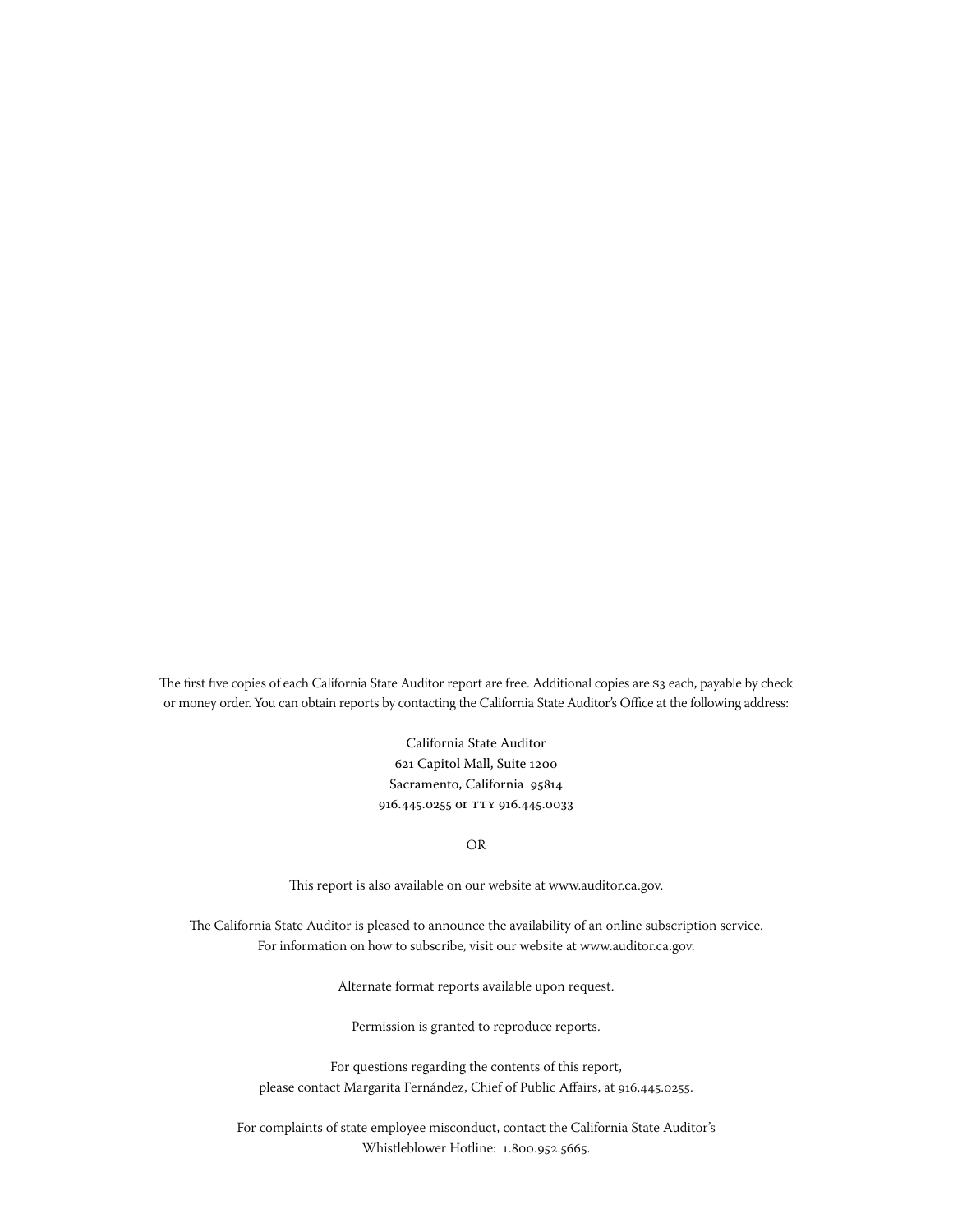The first five copies of each California State Auditor report are free. Additional copies are $3 each, payable by check or money order. You can obtain reports by contacting the California State Auditor's Office at the following address:

California State Auditor
621 Capitol Mall, Suite 1200
Sacramento, California 95814
916.445.0255 or TTY 916.445.0033

OR

This report is also available on our website at www.auditor.ca.gov.

The California State Auditor is pleased to announce the availability of an online subscription service. For information on how to subscribe, visit our website at www.auditor.ca.gov.

Alternate format reports available upon request.

Permission is granted to reproduce reports.

For questions regarding the contents of this report, please contact Margarita Fernández, Chief of Public Affairs, at 916.445.0255.

For complaints of state employee misconduct, contact the California State Auditor's Whistleblower Hotline: 1.800.952.5665.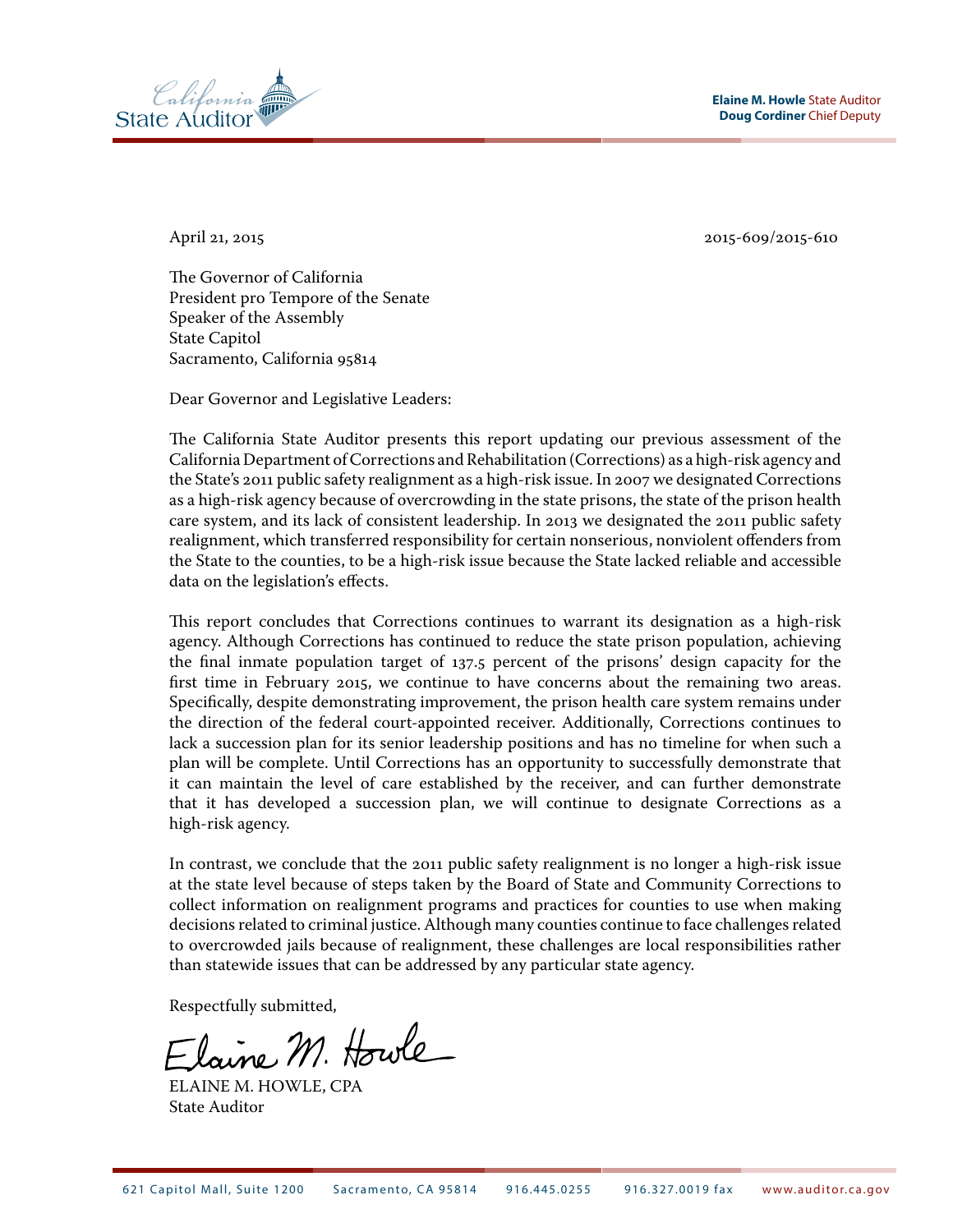April 21, 2015 2015-609/2015-610

The Governor of California
President pro Tempore of the Senate
Speaker of the Assembly
State Capitol
Sacramento, California 95814

Dear Governor and Legislative Leaders:

The California State Auditor presents this report updating our previous assessment of the California Department of Corrections and Rehabilitation (Corrections) as a high-risk agency and the State's 2011 public safety realignment as a high-risk issue. In 2007 we designated Corrections as a high-risk agency because of overcrowding in the state prisons, the state of the prison health care system, and its lack of consistent leadership. In 2013 we designated the 2011 public safety realignment, which transferred responsibility for certain nonserious, nonviolent offenders from the State to the counties, to be a high-risk issue because the State lacked reliable and accessible data on the legislation's effects.

This report concludes that Corrections continues to warrant its designation as a high-risk agency. Although Corrections has continued to reduce the state prison population, achieving the final inmate population target of 137.5 percent of the prisons' design capacity for the first time in February 2015, we continue to have concerns about the remaining two areas. Specifically, despite demonstrating improvement, the prison health care system remains under the direction of the federal court-appointed receiver. Additionally, Corrections continues to lack a succession plan for its senior leadership positions and has no timeline for when such a plan will be complete. Until Corrections has an opportunity to successfully demonstrate that it can maintain the level of care established by the receiver, and can further demonstrate that it has developed a succession plan, we will continue to designate Corrections as a high-risk agency.

In contrast, we conclude that the 2011 public safety realignment is no longer a high-risk issue at the state level because of steps taken by the Board of State and Community Corrections to collect information on realignment programs and practices for counties to use when making decisions related to criminal justice. Although many counties continue to face challenges related to overcrowded jails because of realignment, these challenges are local responsibilities rather than statewide issues that can be addressed by any particular state agency.

Respectfully submitted,

ELAINE M. HOWLE, CPA
State Auditor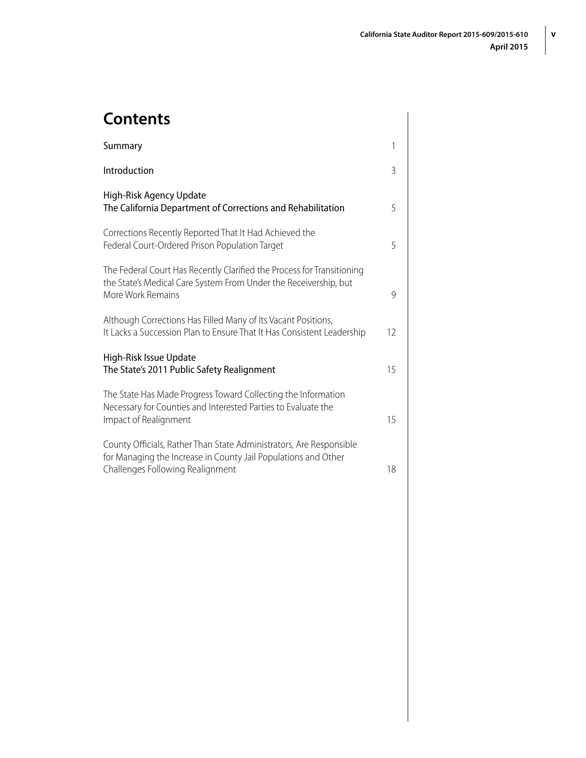# Contents

| | |
|---|---|
| Summary | 1 |
| Introduction | 3 |
| High-Risk Agency Update<br>The California Department of Corrections and Rehabilitation | 5 |
| Corrections Recently Reported That It Had Achieved the Federal Court-Ordered Prison Population Target | 5 |
| The Federal Court Has Recently Clarified the Process for Transitioning the State's Medical Care System From Under the Receivership, but More Work Remains | 9 |
| Although Corrections Has Filled Many of Its Vacant Positions, It Lacks a Succession Plan to Ensure That It Has Consistent Leadership | 12 |
| High-Risk Issue Update<br>The State's 2011 Public Safety Realignment | 15 |
| The State Has Made Progress Toward Collecting the Information Necessary for Counties and Interested Parties to Evaluate the Impact of Realignment | 15 |
| County Officials, Rather Than State Administrators, Are Responsible for Managing the Increase in County Jail Populations and Other Challenges Following Realignment | 18 |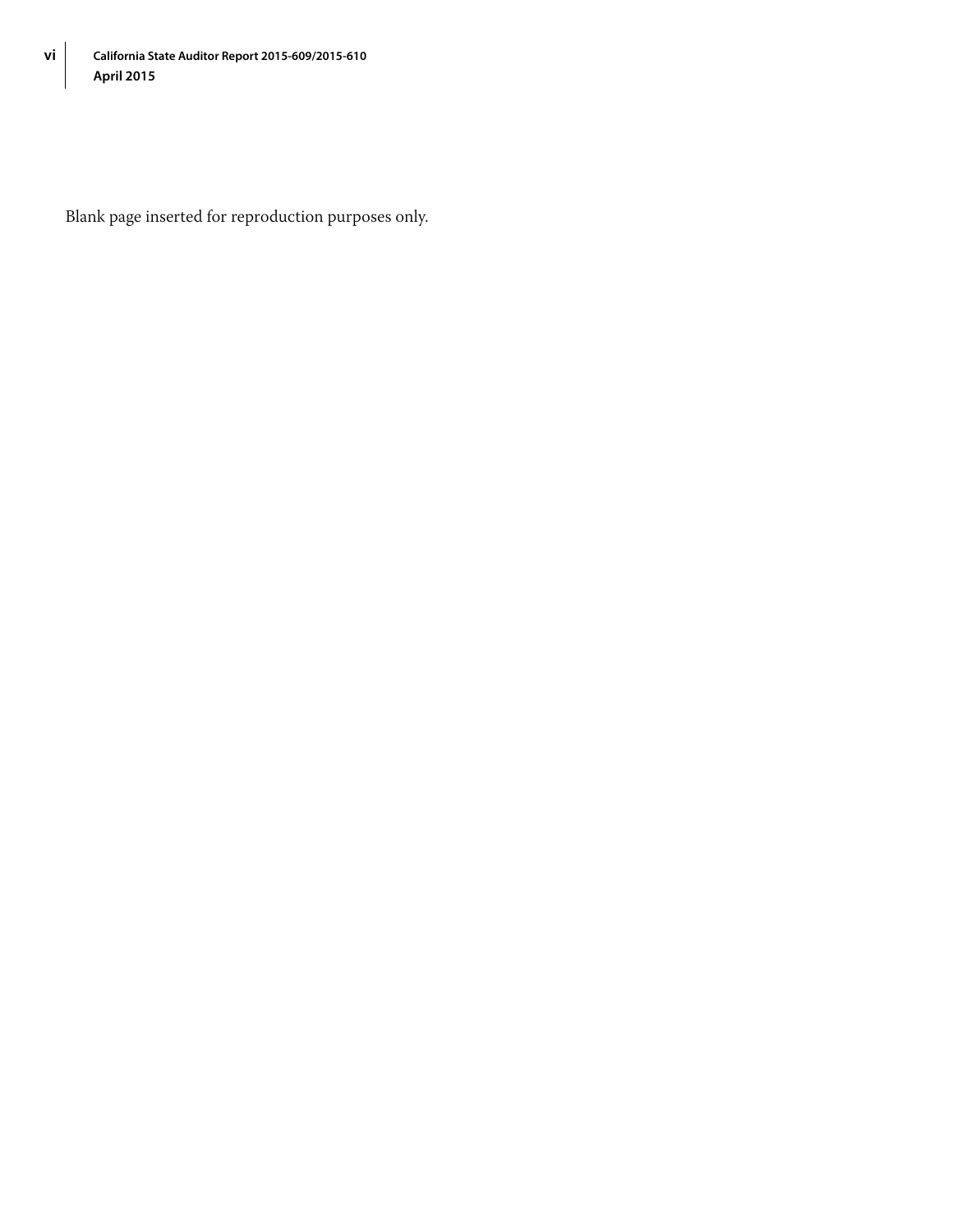Blank page inserted for reproduction purposes only.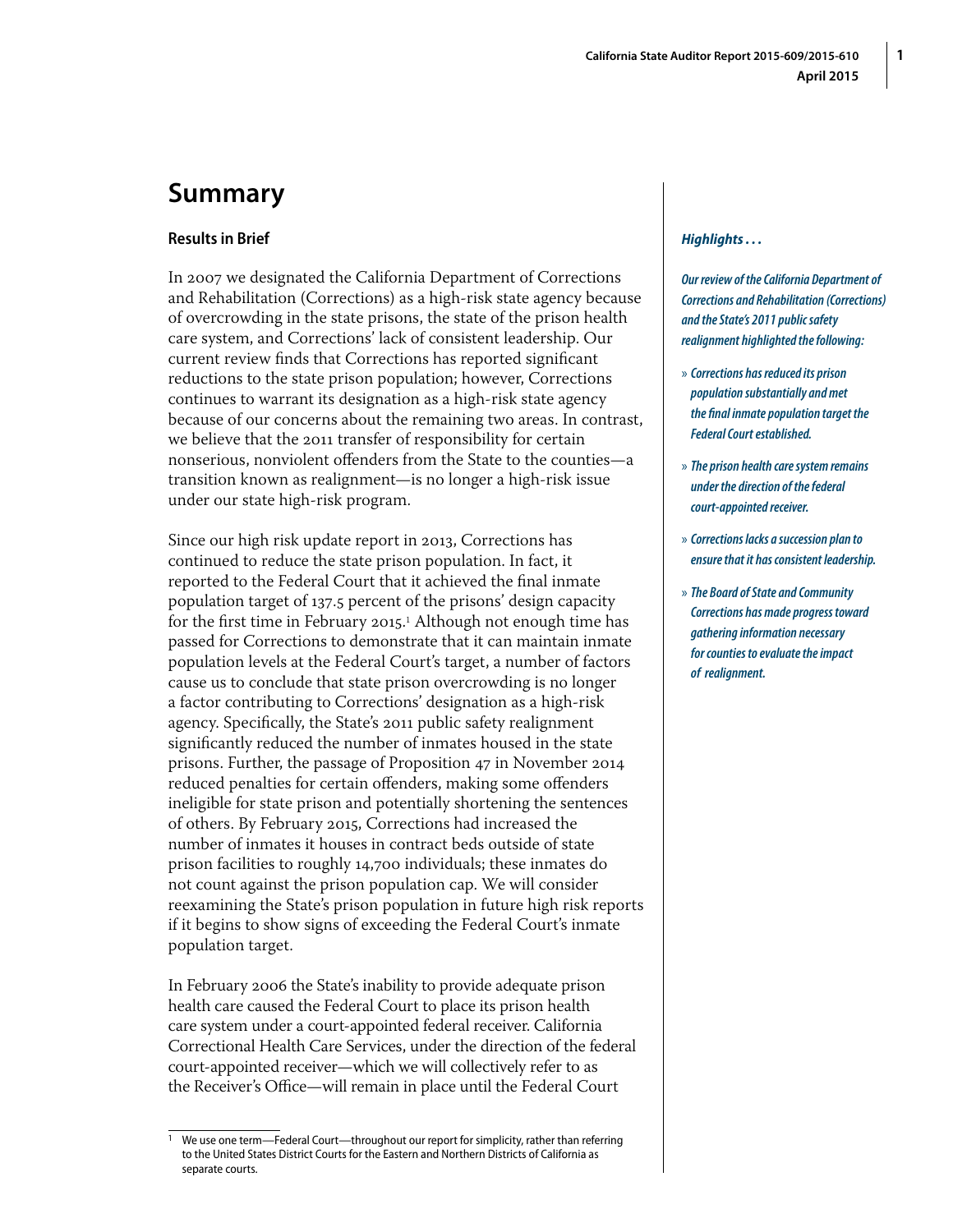# Summary

## Results in Brief

In 2007 we designated the California Department of Corrections and Rehabilitation (Corrections) as a high-risk state agency because of overcrowding in the state prisons, the state of the prison health care system, and Corrections' lack of consistent leadership. Our current review finds that Corrections has reported significant reductions to the state prison population; however, Corrections continues to warrant its designation as a high-risk state agency because of our concerns about the remaining two areas. In contrast, we believe that the 2011 transfer of responsibility for certain nonserious, nonviolent offenders from the State to the counties—a transition known as realignment—is no longer a high-risk issue under our state high-risk program.

Since our high risk update report in 2013, Corrections has continued to reduce the state prison population. In fact, it reported to the Federal Court that it achieved the final inmate population target of 137.5 percent of the prisons' design capacity for the first time in February 2015.[1] Although not enough time has passed for Corrections to demonstrate that it can maintain inmate population levels at the Federal Court's target, a number of factors cause us to conclude that state prison overcrowding is no longer a factor contributing to Corrections' designation as a high-risk agency. Specifically, the State's 2011 public safety realignment significantly reduced the number of inmates housed in the state prisons. Further, the passage of Proposition 47 in November 2014 reduced penalties for certain offenders, making some offenders ineligible for state prison and potentially shortening the sentences of others. By February 2015, Corrections had increased the number of inmates it houses in contract beds outside of state prison facilities to roughly 14,700 individuals; these inmates do not count against the prison population cap. We will consider reexamining the State's prison population in future high risk reports if it begins to show signs of exceeding the Federal Court's inmate population target.

In February 2006 the State's inability to provide adequate prison health care caused the Federal Court to place its prison health care system under a court-appointed federal receiver. California Correctional Health Care Services, under the direction of the federal court-appointed receiver—which we will collectively refer to as the Receiver's Office—will remain in place until the Federal Court

***Highlights . . .***

***Our review of the California Department of Corrections and Rehabilitation (Corrections) and the State's 2011 public safety realignment highlighted the following:***

- ***Corrections has reduced its prison population substantially and met the final inmate population target the Federal Court established.***
- ***The prison health care system remains under the direction of the federal court-appointed receiver.***
- ***Corrections lacks a succession plan to ensure that it has consistent leadership.***
- ***The Board of State and Community Corrections has made progress toward gathering information necessary for counties to evaluate the impact of realignment.***

[1] We use one term—Federal Court—throughout our report for simplicity, rather than referring to the United States District Courts for the Eastern and Northern Districts of California as separate courts.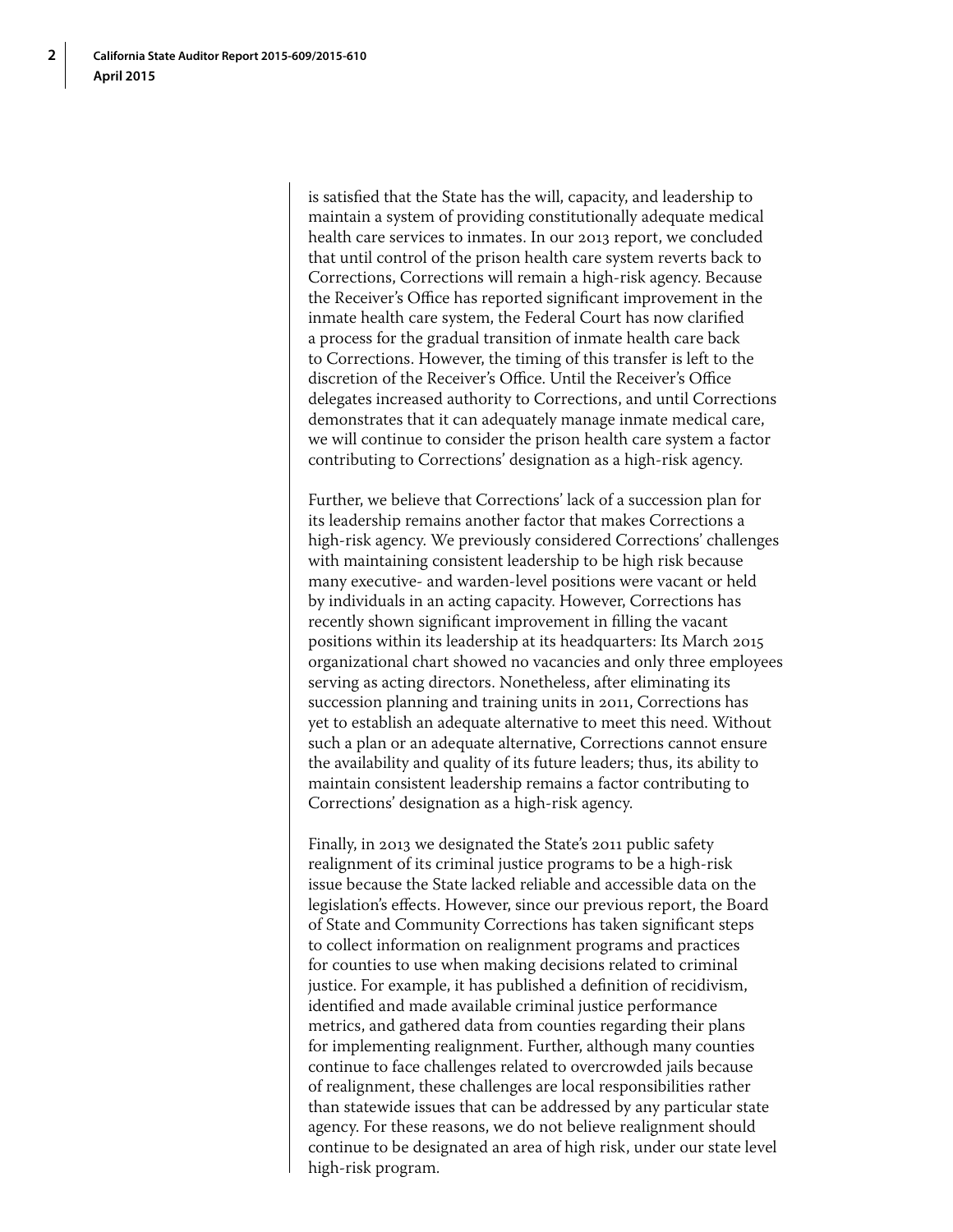is satisfied that the State has the will, capacity, and leadership to maintain a system of providing constitutionally adequate medical health care services to inmates. In our 2013 report, we concluded that until control of the prison health care system reverts back to Corrections, Corrections will remain a high-risk agency. Because the Receiver's Office has reported significant improvement in the inmate health care system, the Federal Court has now clarified a process for the gradual transition of inmate health care back to Corrections. However, the timing of this transfer is left to the discretion of the Receiver's Office. Until the Receiver's Office delegates increased authority to Corrections, and until Corrections demonstrates that it can adequately manage inmate medical care, we will continue to consider the prison health care system a factor contributing to Corrections' designation as a high-risk agency.

Further, we believe that Corrections' lack of a succession plan for its leadership remains another factor that makes Corrections a high-risk agency. We previously considered Corrections' challenges with maintaining consistent leadership to be high risk because many executive- and warden-level positions were vacant or held by individuals in an acting capacity. However, Corrections has recently shown significant improvement in filling the vacant positions within its leadership at its headquarters: Its March 2015 organizational chart showed no vacancies and only three employees serving as acting directors. Nonetheless, after eliminating its succession planning and training units in 2011, Corrections has yet to establish an adequate alternative to meet this need. Without such a plan or an adequate alternative, Corrections cannot ensure the availability and quality of its future leaders; thus, its ability to maintain consistent leadership remains a factor contributing to Corrections' designation as a high-risk agency.

Finally, in 2013 we designated the State's 2011 public safety realignment of its criminal justice programs to be a high-risk issue because the State lacked reliable and accessible data on the legislation's effects. However, since our previous report, the Board of State and Community Corrections has taken significant steps to collect information on realignment programs and practices for counties to use when making decisions related to criminal justice. For example, it has published a definition of recidivism, identified and made available criminal justice performance metrics, and gathered data from counties regarding their plans for implementing realignment. Further, although many counties continue to face challenges related to overcrowded jails because of realignment, these challenges are local responsibilities rather than statewide issues that can be addressed by any particular state agency. For these reasons, we do not believe realignment should continue to be designated an area of high risk, under our state level high-risk program.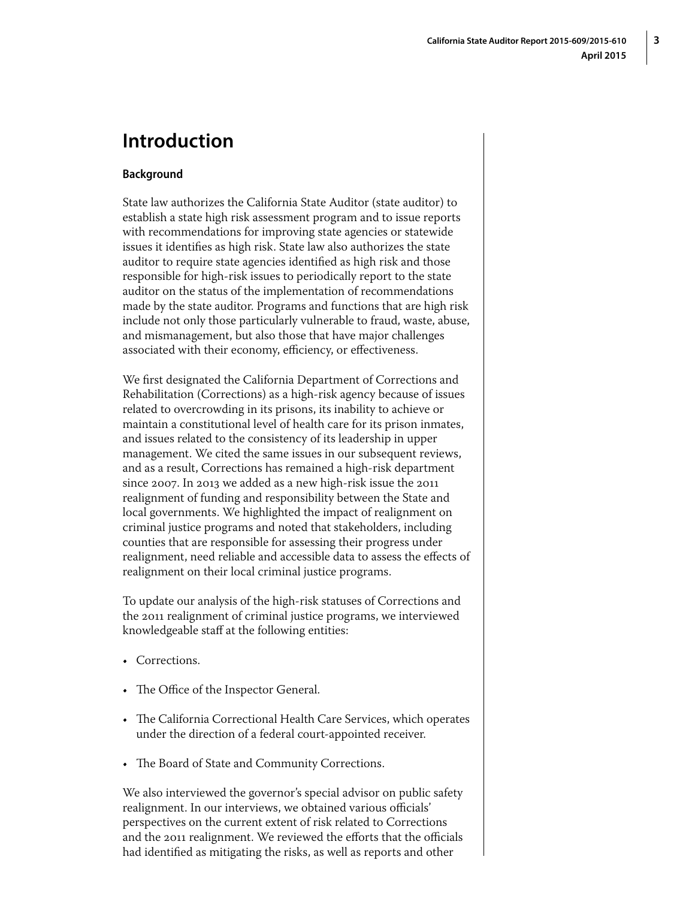# Introduction

### Background

State law authorizes the California State Auditor (state auditor) to establish a state high risk assessment program and to issue reports with recommendations for improving state agencies or statewide issues it identifies as high risk. State law also authorizes the state auditor to require state agencies identified as high risk and those responsible for high-risk issues to periodically report to the state auditor on the status of the implementation of recommendations made by the state auditor. Programs and functions that are high risk include not only those particularly vulnerable to fraud, waste, abuse, and mismanagement, but also those that have major challenges associated with their economy, efficiency, or effectiveness.

We first designated the California Department of Corrections and Rehabilitation (Corrections) as a high-risk agency because of issues related to overcrowding in its prisons, its inability to achieve or maintain a constitutional level of health care for its prison inmates, and issues related to the consistency of its leadership in upper management. We cited the same issues in our subsequent reviews, and as a result, Corrections has remained a high-risk department since 2007. In 2013 we added as a new high-risk issue the 2011 realignment of funding and responsibility between the State and local governments. We highlighted the impact of realignment on criminal justice programs and noted that stakeholders, including counties that are responsible for assessing their progress under realignment, need reliable and accessible data to assess the effects of realignment on their local criminal justice programs.

To update our analysis of the high-risk statuses of Corrections and the 2011 realignment of criminal justice programs, we interviewed knowledgeable staff at the following entities:

- Corrections.
- The Office of the Inspector General.
- The California Correctional Health Care Services, which operates under the direction of a federal court-appointed receiver.
- The Board of State and Community Corrections.

We also interviewed the governor's special advisor on public safety realignment. In our interviews, we obtained various officials' perspectives on the current extent of risk related to Corrections and the 2011 realignment. We reviewed the efforts that the officials had identified as mitigating the risks, as well as reports and other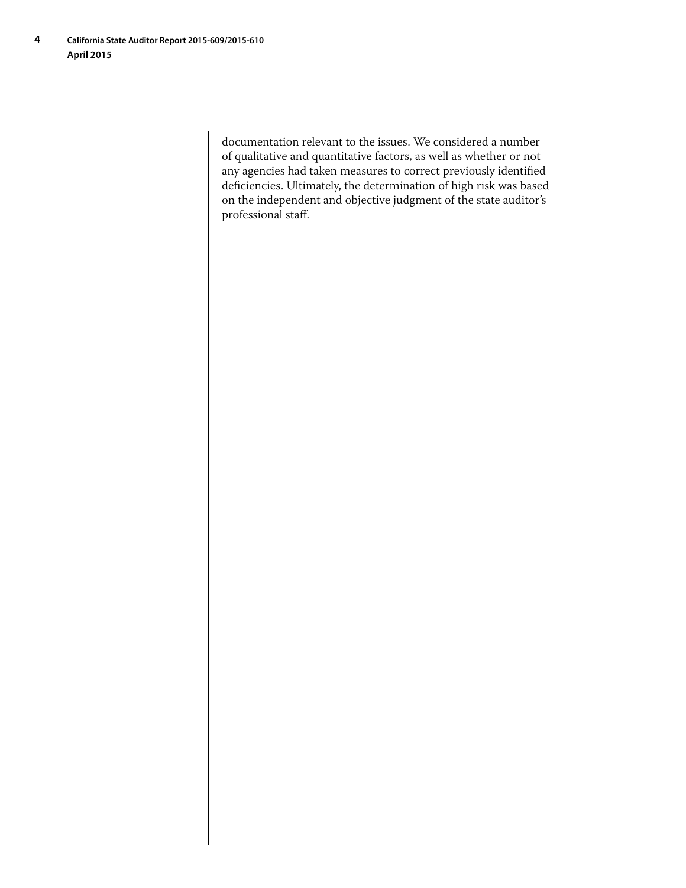documentation relevant to the issues. We considered a number of qualitative and quantitative factors, as well as whether or not any agencies had taken measures to correct previously identified deficiencies. Ultimately, the determination of high risk was based on the independent and objective judgment of the state auditor's professional staff.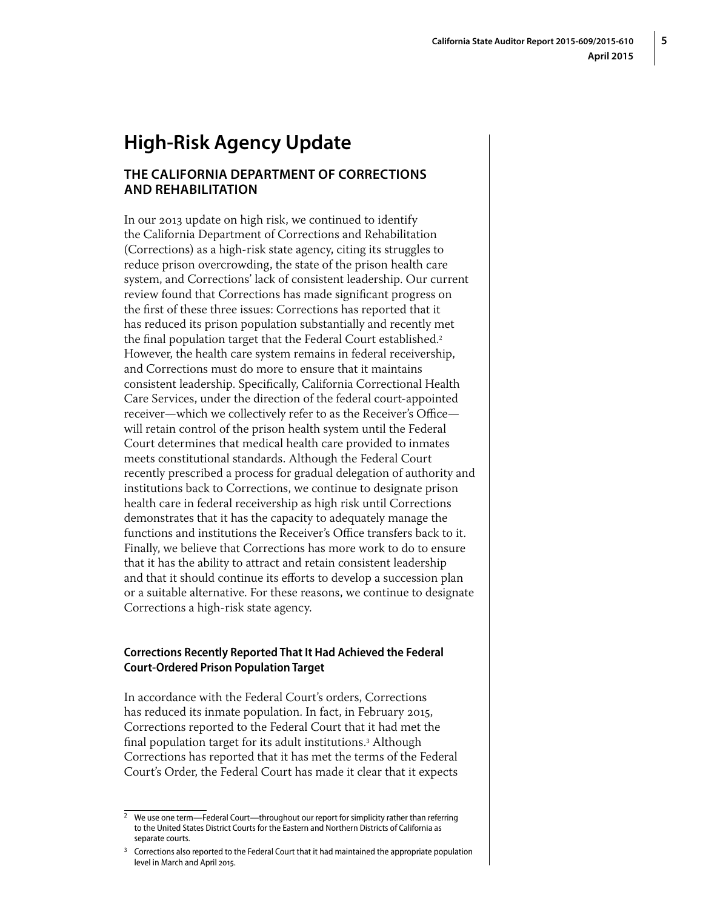# High-Risk Agency Update

## THE CALIFORNIA DEPARTMENT OF CORRECTIONS AND REHABILITATION

In our 2013 update on high risk, we continued to identify the California Department of Corrections and Rehabilitation (Corrections) as a high-risk state agency, citing its struggles to reduce prison overcrowding, the state of the prison health care system, and Corrections' lack of consistent leadership. Our current review found that Corrections has made significant progress on the first of these three issues: Corrections has reported that it has reduced its prison population substantially and recently met the final population target that the Federal Court established.[2] However, the health care system remains in federal receivership, and Corrections must do more to ensure that it maintains consistent leadership. Specifically, California Correctional Health Care Services, under the direction of the federal court-appointed receiver—which we collectively refer to as the Receiver's Office—will retain control of the prison health system until the Federal Court determines that medical health care provided to inmates meets constitutional standards. Although the Federal Court recently prescribed a process for gradual delegation of authority and institutions back to Corrections, we continue to designate prison health care in federal receivership as high risk until Corrections demonstrates that it has the capacity to adequately manage the functions and institutions the Receiver's Office transfers back to it. Finally, we believe that Corrections has more work to do to ensure that it has the ability to attract and retain consistent leadership and that it should continue its efforts to develop a succession plan or a suitable alternative. For these reasons, we continue to designate Corrections a high-risk state agency.

### Corrections Recently Reported That It Had Achieved the Federal Court-Ordered Prison Population Target

In accordance with the Federal Court's orders, Corrections has reduced its inmate population. In fact, in February 2015, Corrections reported to the Federal Court that it had met the final population target for its adult institutions.[3] Although Corrections has reported that it has met the terms of the Federal Court's Order, the Federal Court has made it clear that it expects

[2] We use one term—Federal Court—throughout our report for simplicity rather than referring to the United States District Courts for the Eastern and Northern Districts of California as separate courts.

[3] Corrections also reported to the Federal Court that it had maintained the appropriate population level in March and April 2015.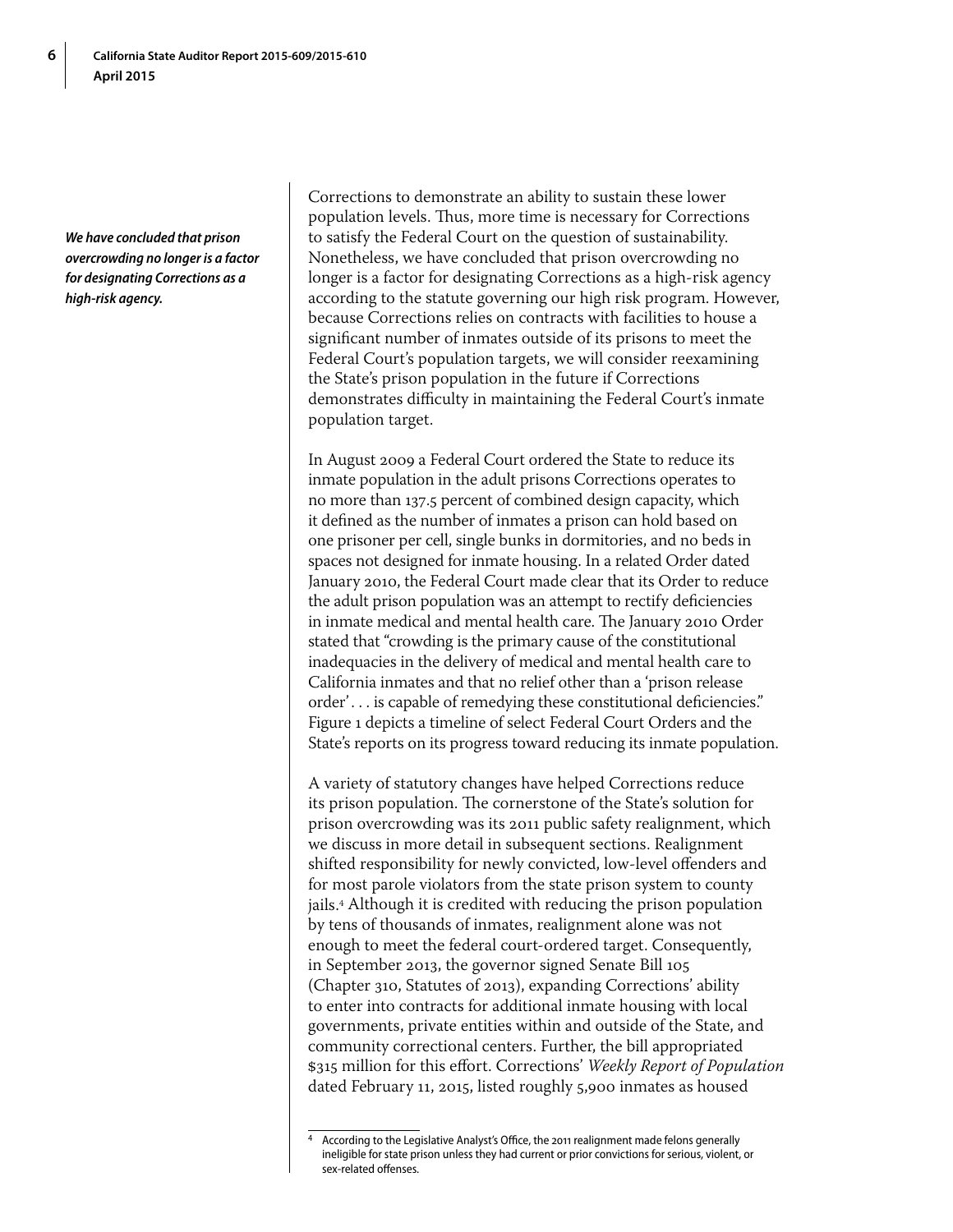*We have concluded that prison overcrowding no longer is a factor for designating Corrections as a high-risk agency.*

Corrections to demonstrate an ability to sustain these lower population levels. Thus, more time is necessary for Corrections to satisfy the Federal Court on the question of sustainability. Nonetheless, we have concluded that prison overcrowding no longer is a factor for designating Corrections as a high-risk agency according to the statute governing our high risk program. However, because Corrections relies on contracts with facilities to house a significant number of inmates outside of its prisons to meet the Federal Court's population targets, we will consider reexamining the State's prison population in the future if Corrections demonstrates difficulty in maintaining the Federal Court's inmate population target.

In August 2009 a Federal Court ordered the State to reduce its inmate population in the adult prisons Corrections operates to no more than 137.5 percent of combined design capacity, which it defined as the number of inmates a prison can hold based on one prisoner per cell, single bunks in dormitories, and no beds in spaces not designed for inmate housing. In a related Order dated January 2010, the Federal Court made clear that its Order to reduce the adult prison population was an attempt to rectify deficiencies in inmate medical and mental health care. The January 2010 Order stated that "crowding is the primary cause of the constitutional inadequacies in the delivery of medical and mental health care to California inmates and that no relief other than a 'prison release order' . . . is capable of remedying these constitutional deficiencies." Figure 1 depicts a timeline of select Federal Court Orders and the State's reports on its progress toward reducing its inmate population.

A variety of statutory changes have helped Corrections reduce its prison population. The cornerstone of the State's solution for prison overcrowding was its 2011 public safety realignment, which we discuss in more detail in subsequent sections. Realignment shifted responsibility for newly convicted, low-level offenders and for most parole violators from the state prison system to county jails.[4] Although it is credited with reducing the prison population by tens of thousands of inmates, realignment alone was not enough to meet the federal court-ordered target. Consequently, in September 2013, the governor signed Senate Bill 105 (Chapter 310, Statutes of 2013), expanding Corrections' ability to enter into contracts for additional inmate housing with local governments, private entities within and outside of the State, and community correctional centers. Further, the bill appropriated \$315 million for this effort. Corrections' *Weekly Report of Population* dated February 11, 2015, listed roughly 5,900 inmates as housed

---

[4] According to the Legislative Analyst's Office, the 2011 realignment made felons generally ineligible for state prison unless they had current or prior convictions for serious, violent, or sex-related offenses.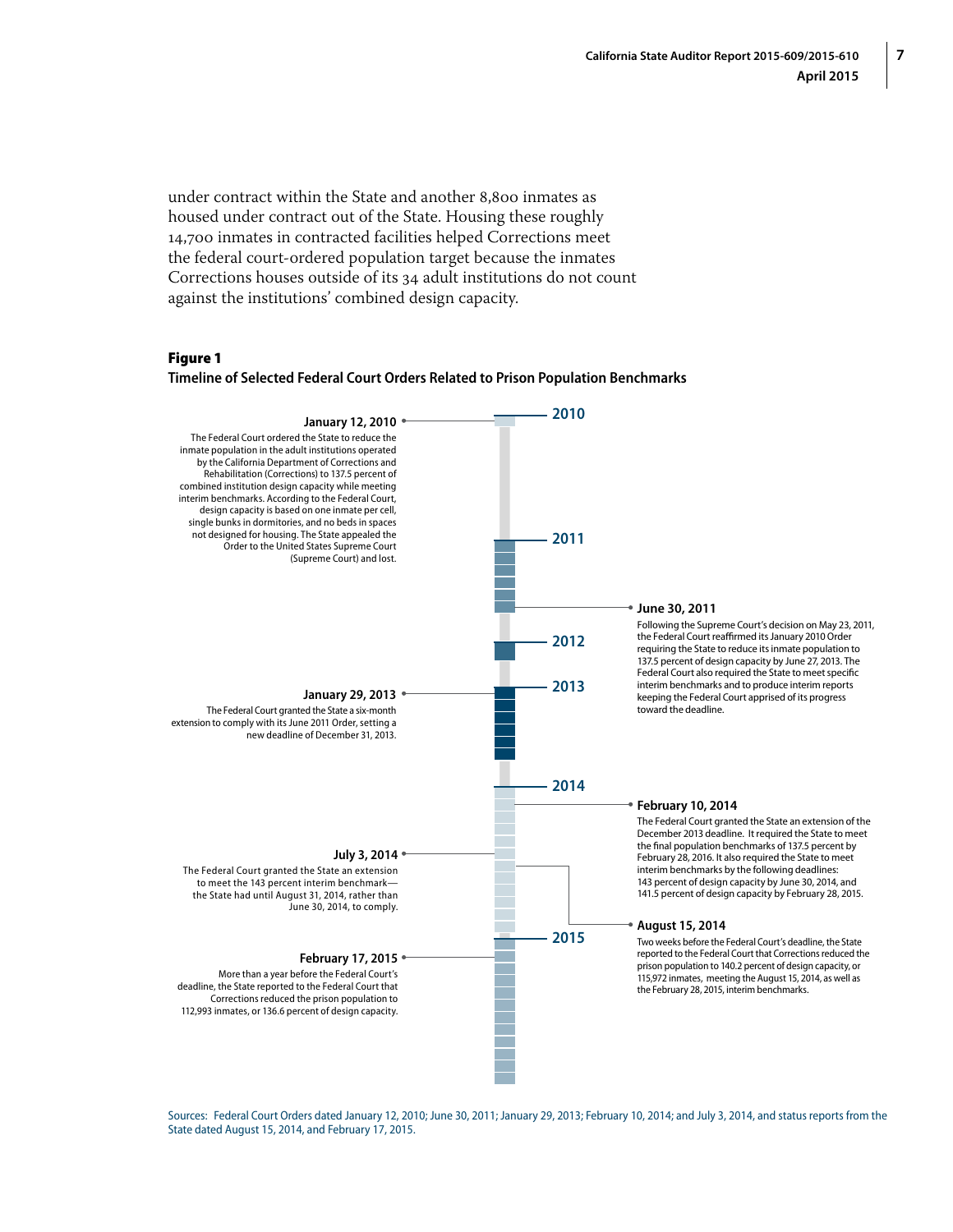under contract within the State and another 8,800 inmates as housed under contract out of the State. Housing these roughly 14,700 inmates in contracted facilities helped Corrections meet the federal court‑ordered population target because the inmates Corrections houses outside of its 34 adult institutions do not count against the institutions' combined design capacity.

**Figure 1**
**Timeline of Selected Federal Court Orders Related to Prison Population Benchmarks**

**2010**

**January 12, 2010**
The Federal Court ordered the State to reduce the inmate population in the adult institutions operated by the California Department of Corrections and Rehabilitation (Corrections) to 137.5 percent of combined institution design capacity while meeting interim benchmarks. According to the Federal Court, design capacity is based on one inmate per cell, single bunks in dormitories, and no beds in spaces not designed for housing. The State appealed the Order to the United States Supreme Court (Supreme Court) and lost.

**2011**

**June 30, 2011**
Following the Supreme Court's decision on May 23, 2011, the Federal Court reaffirmed its January 2010 Order requiring the State to reduce its inmate population to 137.5 percent of design capacity by June 27, 2013. The Federal Court also required the State to meet specific interim benchmarks and to produce interim reports keeping the Federal Court apprised of its progress toward the deadline.

**2012**

**2013**

**January 29, 2013**
The Federal Court granted the State a six-month extension to comply with its June 2011 Order, setting a new deadline of December 31, 2013.

**2014**

**February 10, 2014**
The Federal Court granted the State an extension of the December 2013 deadline. It required the State to meet the final population benchmarks of 137.5 percent by February 28, 2016. It also required the State to meet interim benchmarks by the following deadlines: 143 percent of design capacity by June 30, 2014, and 141.5 percent of design capacity by February 28, 2015.

**July 3, 2014**
The Federal Court granted the State an extension to meet the 143 percent interim benchmark—the State had until August 31, 2014, rather than June 30, 2014, to comply.

**August 15, 2014**
Two weeks before the Federal Court's deadline, the State reported to the Federal Court that Corrections reduced the prison population to 140.2 percent of design capacity, or 115,972 inmates, meeting the August 15, 2014, as well as the February 28, 2015, interim benchmarks.

**2015**

**February 17, 2015**
More than a year before the Federal Court's deadline, the State reported to the Federal Court that Corrections reduced the prison population to 112,993 inmates, or 136.6 percent of design capacity.

Sources: Federal Court Orders dated January 12, 2010; June 30, 2011; January 29, 2013; February 10, 2014; and July 3, 2014, and status reports from the State dated August 15, 2014, and February 17, 2015.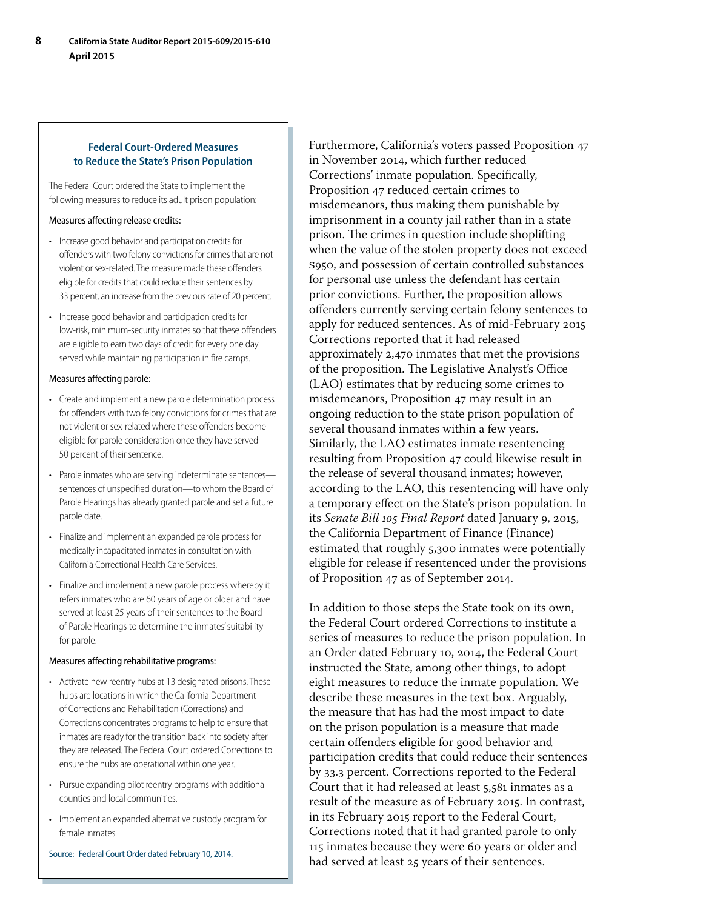Furthermore, California's voters passed Proposition 47 in November 2014, which further reduced Corrections' inmate population. Specifically, Proposition 47 reduced certain crimes to misdemeanors, thus making them punishable by imprisonment in a county jail rather than in a state prison. The crimes in question include shoplifting when the value of the stolen property does not exceed $950, and possession of certain controlled substances for personal use unless the defendant has certain prior convictions. Further, the proposition allows offenders currently serving certain felony sentences to apply for reduced sentences. As of mid‑February 2015 Corrections reported that it had released approximately 2,470 inmates that met the provisions of the proposition. The Legislative Analyst's Office (LAO) estimates that by reducing some crimes to misdemeanors, Proposition 47 may result in an ongoing reduction to the state prison population of several thousand inmates within a few years. Similarly, the LAO estimates inmate resentencing resulting from Proposition 47 could likewise result in the release of several thousand inmates; however, according to the LAO, this resentencing will have only a temporary effect on the State's prison population. In its *Senate Bill 105 Final Report* dated January 9, 2015, the California Department of Finance (Finance) estimated that roughly 5,300 inmates were potentially eligible for release if resentenced under the provisions of Proposition 47 as of September 2014.

In addition to those steps the State took on its own, the Federal Court ordered Corrections to institute a series of measures to reduce the prison population. In an Order dated February 10, 2014, the Federal Court instructed the State, among other things, to adopt eight measures to reduce the inmate population. We describe these measures in the text box. Arguably, the measure that has had the most impact to date on the prison population is a measure that made certain offenders eligible for good behavior and participation credits that could reduce their sentences by 33.3 percent. Corrections reported to the Federal Court that it had released at least 5,581 inmates as a result of the measure as of February 2015. In contrast, in its February 2015 report to the Federal Court, Corrections noted that it had granted parole to only 115 inmates because they were 60 years or older and had served at least 25 years of their sentences.

### Federal Court‑Ordered Measures to Reduce the State's Prison Population

The Federal Court ordered the State to implement the following measures to reduce its adult prison population:

Measures affecting release credits:

- Increase good behavior and participation credits for offenders with two felony convictions for crimes that are not violent or sex‑related. The measure made these offenders eligible for credits that could reduce their sentences by 33 percent, an increase from the previous rate of 20 percent.
- Increase good behavior and participation credits for low‑risk, minimum‑security inmates so that these offenders are eligible to earn two days of credit for every one day served while maintaining participation in fire camps.

Measures affecting parole:

- Create and implement a new parole determination process for offenders with two felony convictions for crimes that are not violent or sex‑related where these offenders become eligible for parole consideration once they have served 50 percent of their sentence.
- Parole inmates who are serving indeterminate sentences—sentences of unspecified duration—to whom the Board of Parole Hearings has already granted parole and set a future parole date.
- Finalize and implement an expanded parole process for medically incapacitated inmates in consultation with California Correctional Health Care Services.
- Finalize and implement a new parole process whereby it refers inmates who are 60 years of age or older and have served at least 25 years of their sentences to the Board of Parole Hearings to determine the inmates' suitability for parole.

Measures affecting rehabilitative programs:

- Activate new reentry hubs at 13 designated prisons. These hubs are locations in which the California Department of Corrections and Rehabilitation (Corrections) and Corrections concentrates programs to help to ensure that inmates are ready for the transition back into society after they are released. The Federal Court ordered Corrections to ensure the hubs are operational within one year.
- Pursue expanding pilot reentry programs with additional counties and local communities.
- Implement an expanded alternative custody program for female inmates.

Source: Federal Court Order dated February 10, 2014.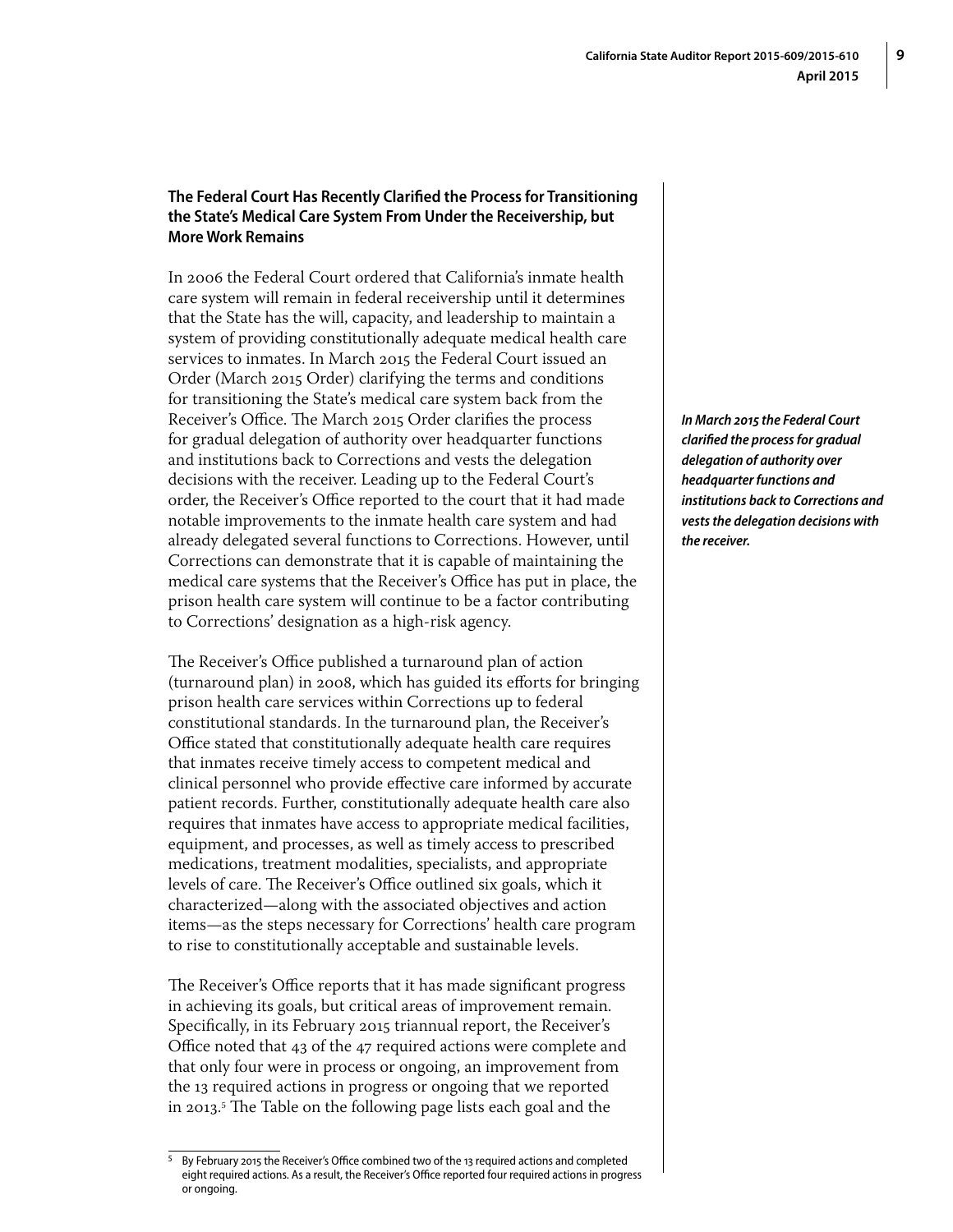### The Federal Court Has Recently Clarified the Process for Transitioning the State's Medical Care System From Under the Receivership, but More Work Remains

In 2006 the Federal Court ordered that California's inmate health care system will remain in federal receivership until it determines that the State has the will, capacity, and leadership to maintain a system of providing constitutionally adequate medical health care services to inmates. In March 2015 the Federal Court issued an Order (March 2015 Order) clarifying the terms and conditions for transitioning the State's medical care system back from the Receiver's Office. The March 2015 Order clarifies the process for gradual delegation of authority over headquarter functions and institutions back to Corrections and vests the delegation decisions with the receiver. Leading up to the Federal Court's order, the Receiver's Office reported to the court that it had made notable improvements to the inmate health care system and had already delegated several functions to Corrections. However, until Corrections can demonstrate that it is capable of maintaining the medical care systems that the Receiver's Office has put in place, the prison health care system will continue to be a factor contributing to Corrections' designation as a high-risk agency.

***In March 2015 the Federal Court clarified the process for gradual delegation of authority over headquarter functions and institutions back to Corrections and vests the delegation decisions with the receiver.***

The Receiver's Office published a turnaround plan of action (turnaround plan) in 2008, which has guided its efforts for bringing prison health care services within Corrections up to federal constitutional standards. In the turnaround plan, the Receiver's Office stated that constitutionally adequate health care requires that inmates receive timely access to competent medical and clinical personnel who provide effective care informed by accurate patient records. Further, constitutionally adequate health care also requires that inmates have access to appropriate medical facilities, equipment, and processes, as well as timely access to prescribed medications, treatment modalities, specialists, and appropriate levels of care. The Receiver's Office outlined six goals, which it characterized—along with the associated objectives and action items—as the steps necessary for Corrections' health care program to rise to constitutionally acceptable and sustainable levels.

The Receiver's Office reports that it has made significant progress in achieving its goals, but critical areas of improvement remain. Specifically, in its February 2015 triannual report, the Receiver's Office noted that 43 of the 47 required actions were complete and that only four were in process or ongoing, an improvement from the 13 required actions in progress or ongoing that we reported in 2013.[5] The Table on the following page lists each goal and the

[5] By February 2015 the Receiver's Office combined two of the 13 required actions and completed eight required actions. As a result, the Receiver's Office reported four required actions in progress or ongoing.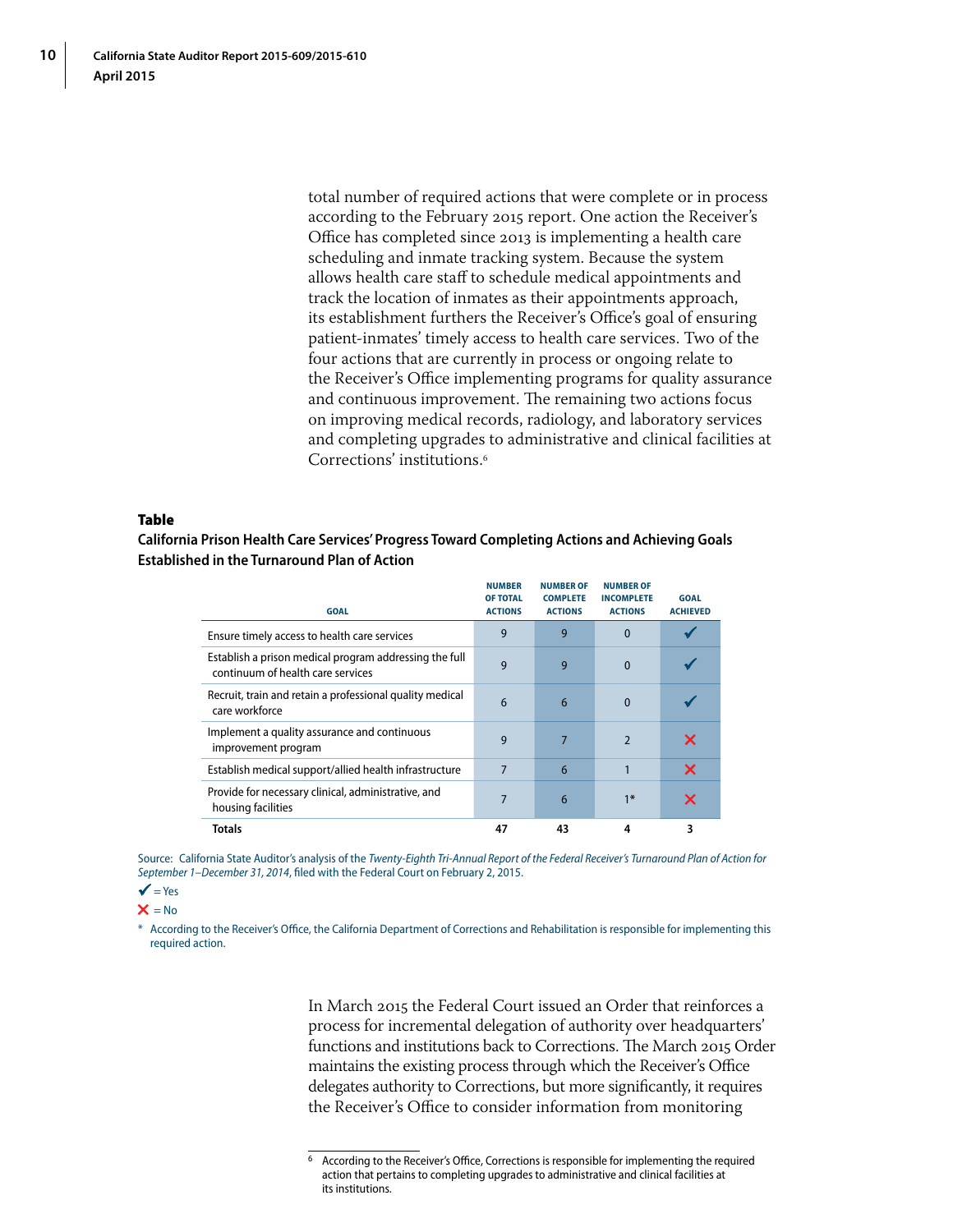total number of required actions that were complete or in process according to the February 2015 report. One action the Receiver's Office has completed since 2013 is implementing a health care scheduling and inmate tracking system. Because the system allows health care staff to schedule medical appointments and track the location of inmates as their appointments approach, its establishment furthers the Receiver's Office's goal of ensuring patient-inmates' timely access to health care services. Two of the four actions that are currently in process or ongoing relate to the Receiver's Office implementing programs for quality assurance and continuous improvement. The remaining two actions focus on improving medical records, radiology, and laboratory services and completing upgrades to administrative and clinical facilities at Corrections' institutions.[6]

**Table**

**California Prison Health Care Services' Progress Toward Completing Actions and Achieving Goals Established in the Turnaround Plan of Action**

| GOAL | NUMBER OF TOTAL ACTIONS | NUMBER OF COMPLETE ACTIONS | NUMBER OF INCOMPLETE ACTIONS | GOAL ACHIEVED |
|---|---|---|---|---|
| Ensure timely access to health care services | 9 | 9 | 0 | ✔ |
| Establish a prison medical program addressing the full continuum of health care services | 9 | 9 | 0 | ✔ |
| Recruit, train and retain a professional quality medical care workforce | 6 | 6 | 0 | ✔ |
| Implement a quality assurance and continuous improvement program | 9 | 7 | 2 | ✘ |
| Establish medical support/allied health infrastructure | 7 | 6 | 1 | ✘ |
| Provide for necessary clinical, administrative, and housing facilities | 7 | 6 | 1* | ✘ |
| **Totals** | **47** | **43** | **4** | **3** |

Source: California State Auditor's analysis of the *Twenty-Eighth Tri-Annual Report of the Federal Receiver's Turnaround Plan of Action for September 1–December 31, 2014*, filed with the Federal Court on February 2, 2015.

✔ = Yes

✘ = No

\* According to the Receiver's Office, the California Department of Corrections and Rehabilitation is responsible for implementing this required action.

In March 2015 the Federal Court issued an Order that reinforces a process for incremental delegation of authority over headquarters' functions and institutions back to Corrections. The March 2015 Order maintains the existing process through which the Receiver's Office delegates authority to Corrections, but more significantly, it requires the Receiver's Office to consider information from monitoring

[6] According to the Receiver's Office, Corrections is responsible for implementing the required action that pertains to completing upgrades to administrative and clinical facilities at its institutions.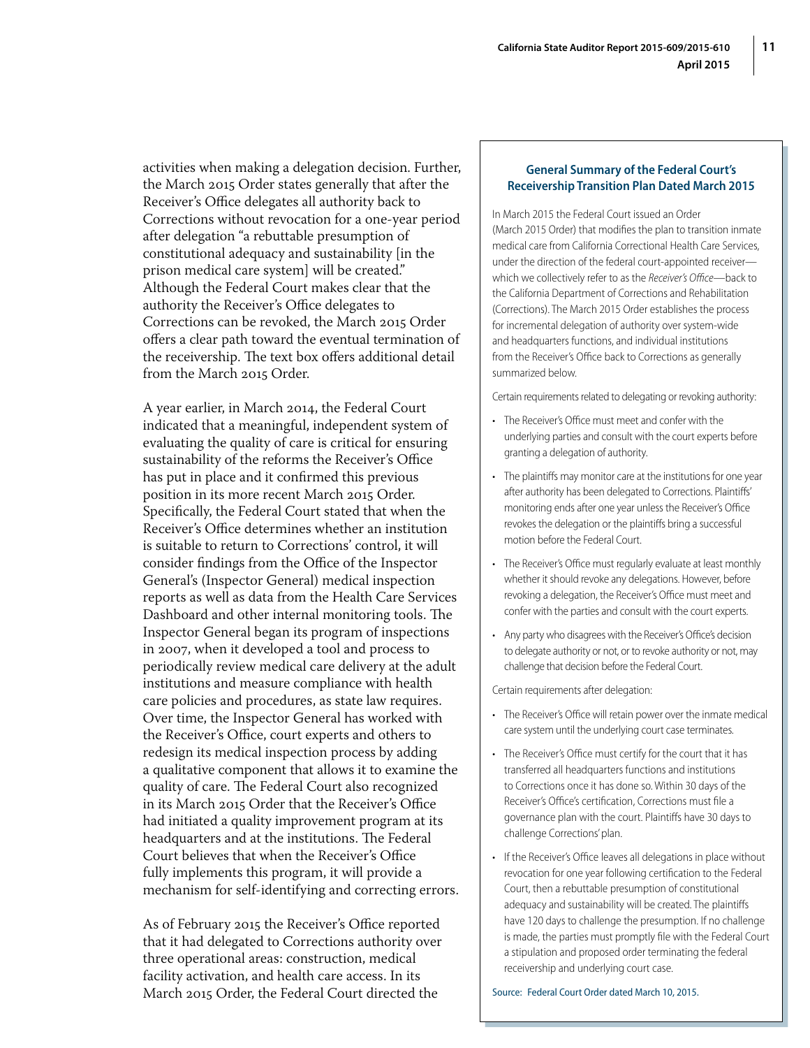activities when making a delegation decision. Further, the March 2015 Order states generally that after the Receiver's Office delegates all authority back to Corrections without revocation for a one-year period after delegation "a rebuttable presumption of constitutional adequacy and sustainability [in the prison medical care system] will be created." Although the Federal Court makes clear that the authority the Receiver's Office delegates to Corrections can be revoked, the March 2015 Order offers a clear path toward the eventual termination of the receivership. The text box offers additional detail from the March 2015 Order.

A year earlier, in March 2014, the Federal Court indicated that a meaningful, independent system of evaluating the quality of care is critical for ensuring sustainability of the reforms the Receiver's Office has put in place and it confirmed this previous position in its more recent March 2015 Order. Specifically, the Federal Court stated that when the Receiver's Office determines whether an institution is suitable to return to Corrections' control, it will consider findings from the Office of the Inspector General's (Inspector General) medical inspection reports as well as data from the Health Care Services Dashboard and other internal monitoring tools. The Inspector General began its program of inspections in 2007, when it developed a tool and process to periodically review medical care delivery at the adult institutions and measure compliance with health care policies and procedures, as state law requires. Over time, the Inspector General has worked with the Receiver's Office, court experts and others to redesign its medical inspection process by adding a qualitative component that allows it to examine the quality of care. The Federal Court also recognized in its March 2015 Order that the Receiver's Office had initiated a quality improvement program at its headquarters and at the institutions. The Federal Court believes that when the Receiver's Office fully implements this program, it will provide a mechanism for self-identifying and correcting errors.

As of February 2015 the Receiver's Office reported that it had delegated to Corrections authority over three operational areas: construction, medical facility activation, and health care access. In its March 2015 Order, the Federal Court directed the

**General Summary of the Federal Court's Receivership Transition Plan Dated March 2015**

In March 2015 the Federal Court issued an Order (March 2015 Order) that modifies the plan to transition inmate medical care from California Correctional Health Care Services, under the direction of the federal court-appointed receiver—which we collectively refer to as the *Receiver's Office*—back to the California Department of Corrections and Rehabilitation (Corrections). The March 2015 Order establishes the process for incremental delegation of authority over system-wide and headquarters functions, and individual institutions from the Receiver's Office back to Corrections as generally summarized below.

Certain requirements related to delegating or revoking authority:

- The Receiver's Office must meet and confer with the underlying parties and consult with the court experts before granting a delegation of authority.
- The plaintiffs may monitor care at the institutions for one year after authority has been delegated to Corrections. Plaintiffs' monitoring ends after one year unless the Receiver's Office revokes the delegation or the plaintiffs bring a successful motion before the Federal Court.
- The Receiver's Office must regularly evaluate at least monthly whether it should revoke any delegations. However, before revoking a delegation, the Receiver's Office must meet and confer with the parties and consult with the court experts.
- Any party who disagrees with the Receiver's Office's decision to delegate authority or not, or to revoke authority or not, may challenge that decision before the Federal Court.

Certain requirements after delegation:

- The Receiver's Office will retain power over the inmate medical care system until the underlying court case terminates.
- The Receiver's Office must certify for the court that it has transferred all headquarters functions and institutions to Corrections once it has done so. Within 30 days of the Receiver's Office's certification, Corrections must file a governance plan with the court. Plaintiffs have 30 days to challenge Corrections' plan.
- If the Receiver's Office leaves all delegations in place without revocation for one year following certification to the Federal Court, then a rebuttable presumption of constitutional adequacy and sustainability will be created. The plaintiffs have 120 days to challenge the presumption. If no challenge is made, the parties must promptly file with the Federal Court a stipulation and proposed order terminating the federal receivership and underlying court case.

Source: Federal Court Order dated March 10, 2015.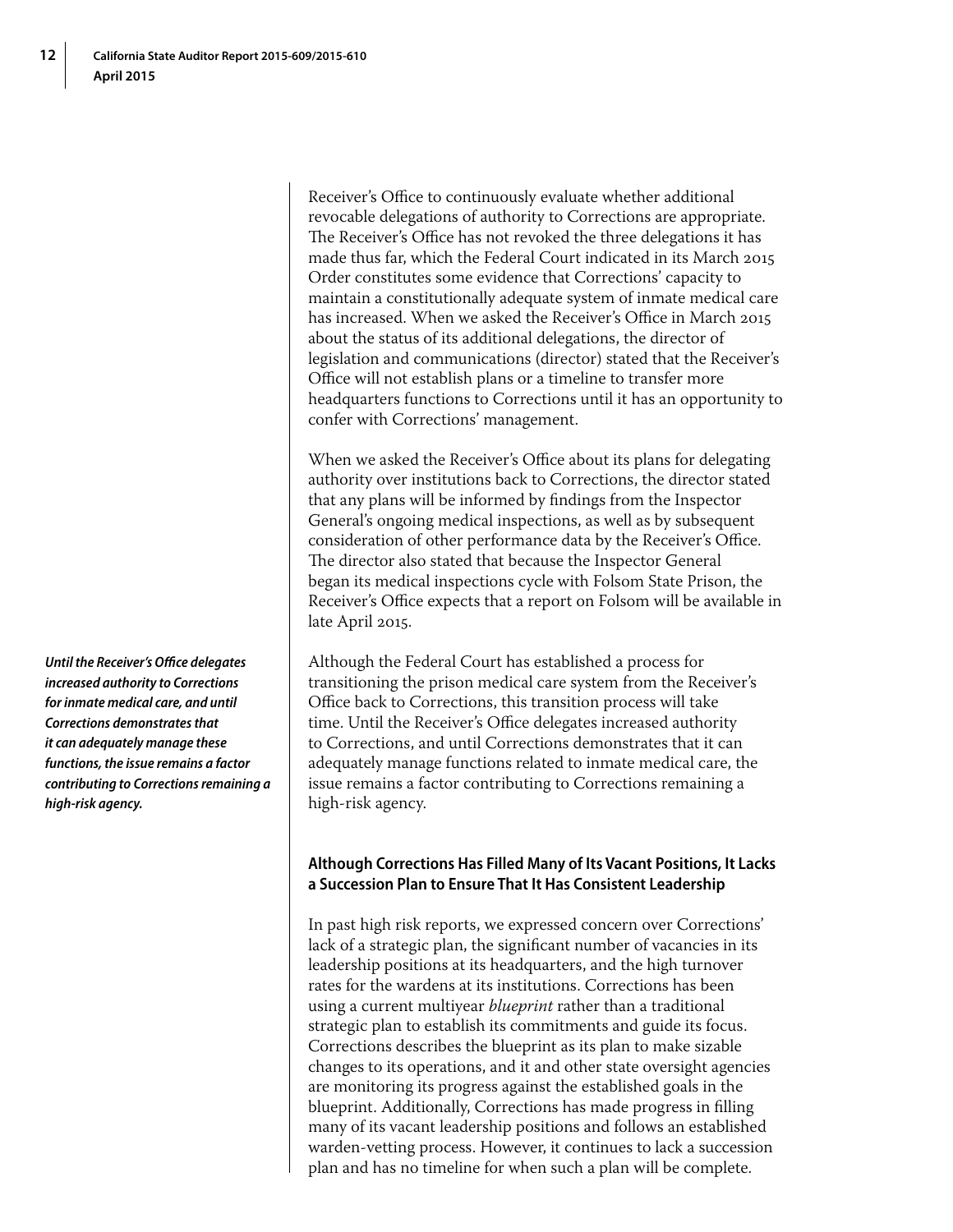Receiver's Office to continuously evaluate whether additional revocable delegations of authority to Corrections are appropriate. The Receiver's Office has not revoked the three delegations it has made thus far, which the Federal Court indicated in its March 2015 Order constitutes some evidence that Corrections' capacity to maintain a constitutionally adequate system of inmate medical care has increased. When we asked the Receiver's Office in March 2015 about the status of its additional delegations, the director of legislation and communications (director) stated that the Receiver's Office will not establish plans or a timeline to transfer more headquarters functions to Corrections until it has an opportunity to confer with Corrections' management.

When we asked the Receiver's Office about its plans for delegating authority over institutions back to Corrections, the director stated that any plans will be informed by findings from the Inspector General's ongoing medical inspections, as well as by subsequent consideration of other performance data by the Receiver's Office. The director also stated that because the Inspector General began its medical inspections cycle with Folsom State Prison, the Receiver's Office expects that a report on Folsom will be available in late April 2015.

***Until the Receiver's Office delegates increased authority to Corrections for inmate medical care, and until Corrections demonstrates that it can adequately manage these functions, the issue remains a factor contributing to Corrections remaining a high-risk agency.***

Although the Federal Court has established a process for transitioning the prison medical care system from the Receiver's Office back to Corrections, this transition process will take time. Until the Receiver's Office delegates increased authority to Corrections, and until Corrections demonstrates that it can adequately manage functions related to inmate medical care, the issue remains a factor contributing to Corrections remaining a high-risk agency.

### Although Corrections Has Filled Many of Its Vacant Positions, It Lacks a Succession Plan to Ensure That It Has Consistent Leadership

In past high risk reports, we expressed concern over Corrections' lack of a strategic plan, the significant number of vacancies in its leadership positions at its headquarters, and the high turnover rates for the wardens at its institutions. Corrections has been using a current multiyear *blueprint* rather than a traditional strategic plan to establish its commitments and guide its focus. Corrections describes the blueprint as its plan to make sizable changes to its operations, and it and other state oversight agencies are monitoring its progress against the established goals in the blueprint. Additionally, Corrections has made progress in filling many of its vacant leadership positions and follows an established warden-vetting process. However, it continues to lack a succession plan and has no timeline for when such a plan will be complete.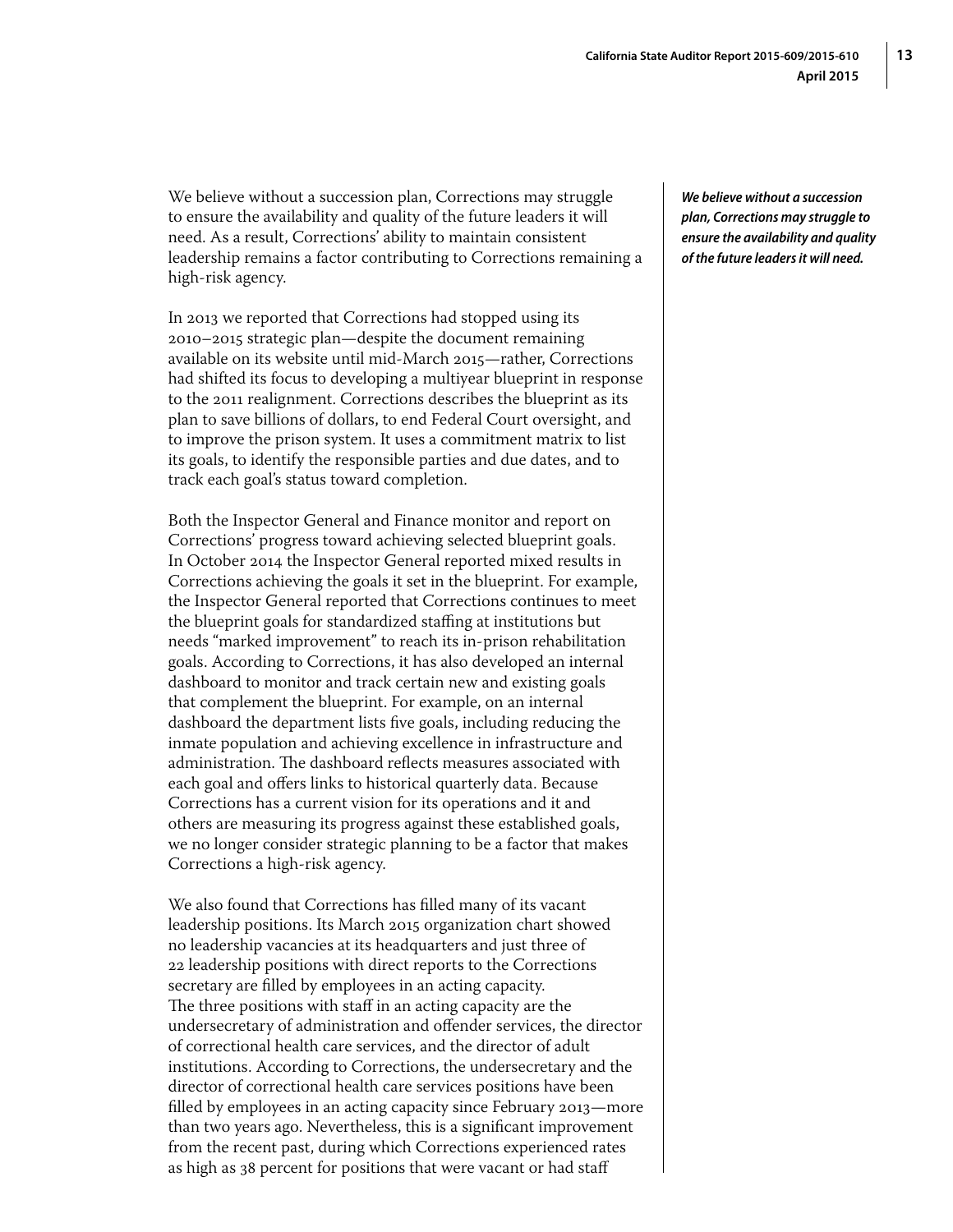We believe without a succession plan, Corrections may struggle to ensure the availability and quality of the future leaders it will need. As a result, Corrections' ability to maintain consistent leadership remains a factor contributing to Corrections remaining a high-risk agency.

***We believe without a succession plan, Corrections may struggle to ensure the availability and quality of the future leaders it will need.***

In 2013 we reported that Corrections had stopped using its 2010–2015 strategic plan—despite the document remaining available on its website until mid-March 2015—rather, Corrections had shifted its focus to developing a multiyear blueprint in response to the 2011 realignment. Corrections describes the blueprint as its plan to save billions of dollars, to end Federal Court oversight, and to improve the prison system. It uses a commitment matrix to list its goals, to identify the responsible parties and due dates, and to track each goal's status toward completion.

Both the Inspector General and Finance monitor and report on Corrections' progress toward achieving selected blueprint goals. In October 2014 the Inspector General reported mixed results in Corrections achieving the goals it set in the blueprint. For example, the Inspector General reported that Corrections continues to meet the blueprint goals for standardized staffing at institutions but needs "marked improvement" to reach its in-prison rehabilitation goals. According to Corrections, it has also developed an internal dashboard to monitor and track certain new and existing goals that complement the blueprint. For example, on an internal dashboard the department lists five goals, including reducing the inmate population and achieving excellence in infrastructure and administration. The dashboard reflects measures associated with each goal and offers links to historical quarterly data. Because Corrections has a current vision for its operations and it and others are measuring its progress against these established goals, we no longer consider strategic planning to be a factor that makes Corrections a high-risk agency.

We also found that Corrections has filled many of its vacant leadership positions. Its March 2015 organization chart showed no leadership vacancies at its headquarters and just three of 22 leadership positions with direct reports to the Corrections secretary are filled by employees in an acting capacity. The three positions with staff in an acting capacity are the undersecretary of administration and offender services, the director of correctional health care services, and the director of adult institutions. According to Corrections, the undersecretary and the director of correctional health care services positions have been filled by employees in an acting capacity since February 2013—more than two years ago. Nevertheless, this is a significant improvement from the recent past, during which Corrections experienced rates as high as 38 percent for positions that were vacant or had staff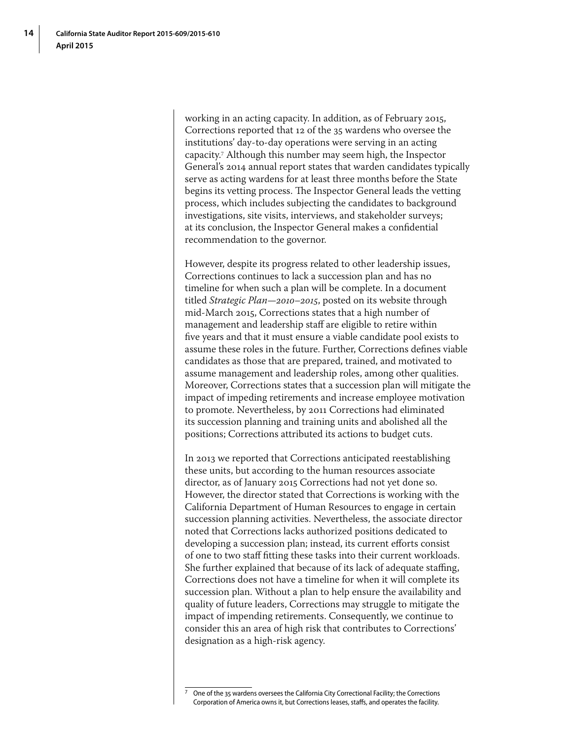working in an acting capacity. In addition, as of February 2015, Corrections reported that 12 of the 35 wardens who oversee the institutions' day-to-day operations were serving in an acting capacity.[7] Although this number may seem high, the Inspector General's 2014 annual report states that warden candidates typically serve as acting wardens for at least three months before the State begins its vetting process. The Inspector General leads the vetting process, which includes subjecting the candidates to background investigations, site visits, interviews, and stakeholder surveys; at its conclusion, the Inspector General makes a confidential recommendation to the governor.

However, despite its progress related to other leadership issues, Corrections continues to lack a succession plan and has no timeline for when such a plan will be complete. In a document titled *Strategic Plan—2010–2015*, posted on its website through mid-March 2015, Corrections states that a high number of management and leadership staff are eligible to retire within five years and that it must ensure a viable candidate pool exists to assume these roles in the future. Further, Corrections defines viable candidates as those that are prepared, trained, and motivated to assume management and leadership roles, among other qualities. Moreover, Corrections states that a succession plan will mitigate the impact of impeding retirements and increase employee motivation to promote. Nevertheless, by 2011 Corrections had eliminated its succession planning and training units and abolished all the positions; Corrections attributed its actions to budget cuts.

In 2013 we reported that Corrections anticipated reestablishing these units, but according to the human resources associate director, as of January 2015 Corrections had not yet done so. However, the director stated that Corrections is working with the California Department of Human Resources to engage in certain succession planning activities. Nevertheless, the associate director noted that Corrections lacks authorized positions dedicated to developing a succession plan; instead, its current efforts consist of one to two staff fitting these tasks into their current workloads. She further explained that because of its lack of adequate staffing, Corrections does not have a timeline for when it will complete its succession plan. Without a plan to help ensure the availability and quality of future leaders, Corrections may struggle to mitigate the impact of impending retirements. Consequently, we continue to consider this an area of high risk that contributes to Corrections' designation as a high-risk agency.

---

[7] One of the 35 wardens oversees the California City Correctional Facility; the Corrections Corporation of America owns it, but Corrections leases, staffs, and operates the facility.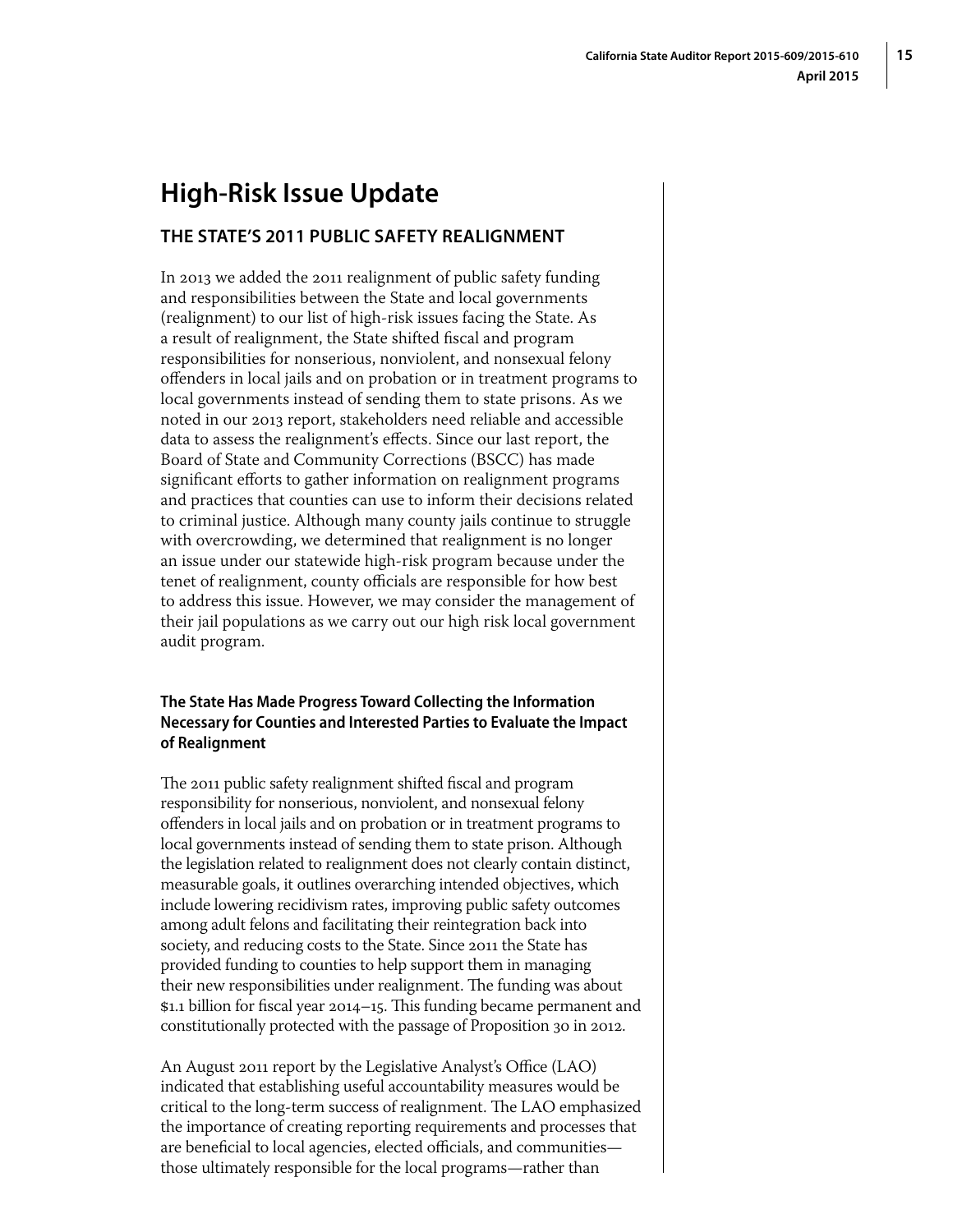# High-Risk Issue Update

## THE STATE'S 2011 PUBLIC SAFETY REALIGNMENT

In 2013 we added the 2011 realignment of public safety funding and responsibilities between the State and local governments (realignment) to our list of high-risk issues facing the State. As a result of realignment, the State shifted fiscal and program responsibilities for nonserious, nonviolent, and nonsexual felony offenders in local jails and on probation or in treatment programs to local governments instead of sending them to state prisons. As we noted in our 2013 report, stakeholders need reliable and accessible data to assess the realignment's effects. Since our last report, the Board of State and Community Corrections (BSCC) has made significant efforts to gather information on realignment programs and practices that counties can use to inform their decisions related to criminal justice. Although many county jails continue to struggle with overcrowding, we determined that realignment is no longer an issue under our statewide high-risk program because under the tenet of realignment, county officials are responsible for how best to address this issue. However, we may consider the management of their jail populations as we carry out our high risk local government audit program.

### The State Has Made Progress Toward Collecting the Information Necessary for Counties and Interested Parties to Evaluate the Impact of Realignment

The 2011 public safety realignment shifted fiscal and program responsibility for nonserious, nonviolent, and nonsexual felony offenders in local jails and on probation or in treatment programs to local governments instead of sending them to state prison. Although the legislation related to realignment does not clearly contain distinct, measurable goals, it outlines overarching intended objectives, which include lowering recidivism rates, improving public safety outcomes among adult felons and facilitating their reintegration back into society, and reducing costs to the State. Since 2011 the State has provided funding to counties to help support them in managing their new responsibilities under realignment. The funding was about $1.1 billion for fiscal year 2014–15. This funding became permanent and constitutionally protected with the passage of Proposition 30 in 2012.

An August 2011 report by the Legislative Analyst's Office (LAO) indicated that establishing useful accountability measures would be critical to the long-term success of realignment. The LAO emphasized the importance of creating reporting requirements and processes that are beneficial to local agencies, elected officials, and communities—those ultimately responsible for the local programs—rather than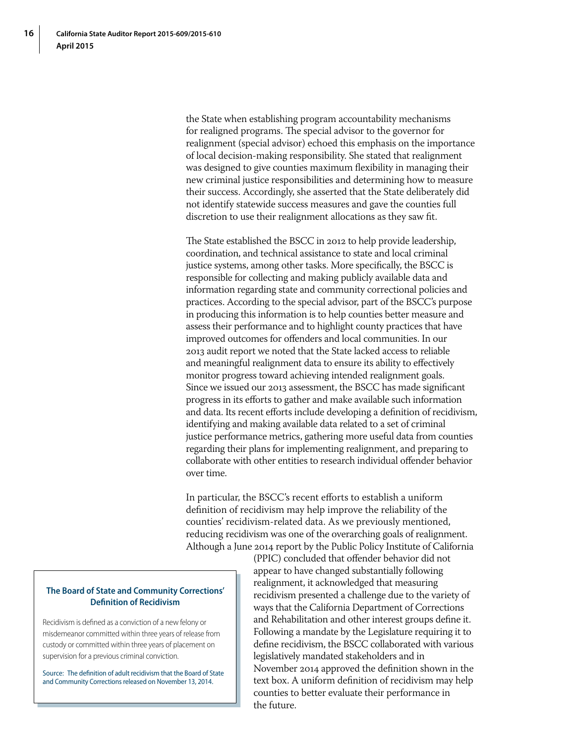the State when establishing program accountability mechanisms for realigned programs. The special advisor to the governor for realignment (special advisor) echoed this emphasis on the importance of local decision-making responsibility. She stated that realignment was designed to give counties maximum flexibility in managing their new criminal justice responsibilities and determining how to measure their success. Accordingly, she asserted that the State deliberately did not identify statewide success measures and gave the counties full discretion to use their realignment allocations as they saw fit.

The State established the BSCC in 2012 to help provide leadership, coordination, and technical assistance to state and local criminal justice systems, among other tasks. More specifically, the BSCC is responsible for collecting and making publicly available data and information regarding state and community correctional policies and practices. According to the special advisor, part of the BSCC's purpose in producing this information is to help counties better measure and assess their performance and to highlight county practices that have improved outcomes for offenders and local communities. In our 2013 audit report we noted that the State lacked access to reliable and meaningful realignment data to ensure its ability to effectively monitor progress toward achieving intended realignment goals. Since we issued our 2013 assessment, the BSCC has made significant progress in its efforts to gather and make available such information and data. Its recent efforts include developing a definition of recidivism, identifying and making available data related to a set of criminal justice performance metrics, gathering more useful data from counties regarding their plans for implementing realignment, and preparing to collaborate with other entities to research individual offender behavior over time.

In particular, the BSCC's recent efforts to establish a uniform definition of recidivism may help improve the reliability of the counties' recidivism-related data. As we previously mentioned, reducing recidivism was one of the overarching goals of realignment. Although a June 2014 report by the Public Policy Institute of California (PPIC) concluded that offender behavior did not appear to have changed substantially following realignment, it acknowledged that measuring recidivism presented a challenge due to the variety of ways that the California Department of Corrections and Rehabilitation and other interest groups define it. Following a mandate by the Legislature requiring it to define recidivism, the BSCC collaborated with various legislatively mandated stakeholders and in November 2014 approved the definition shown in the text box. A uniform definition of recidivism may help counties to better evaluate their performance in the future.

**The Board of State and Community Corrections' Definition of Recidivism**

Recidivism is defined as a conviction of a new felony or misdemeanor committed within three years of release from custody or committed within three years of placement on supervision for a previous criminal conviction.

Source: The definition of adult recidivism that the Board of State and Community Corrections released on November 13, 2014.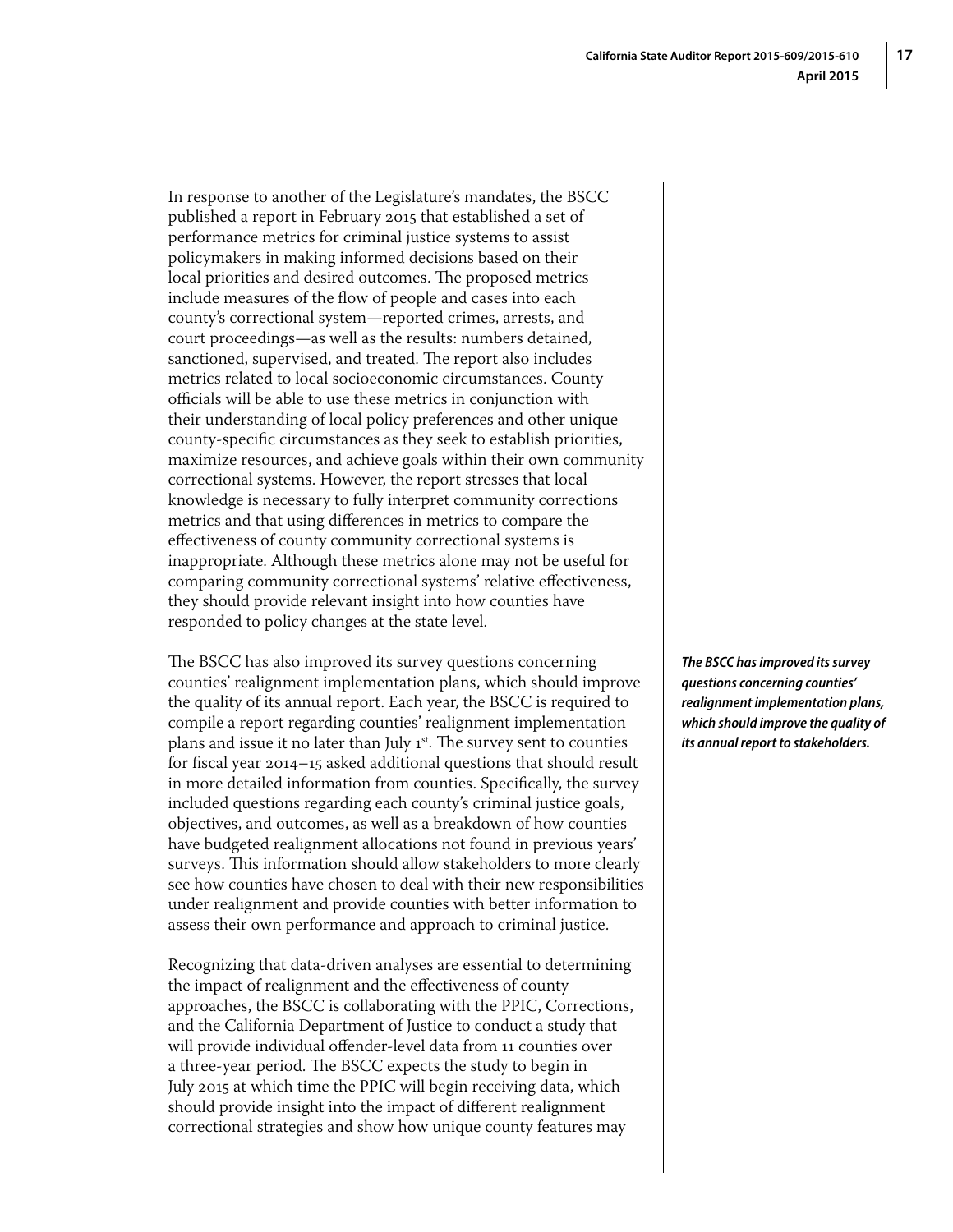In response to another of the Legislature's mandates, the BSCC published a report in February 2015 that established a set of performance metrics for criminal justice systems to assist policymakers in making informed decisions based on their local priorities and desired outcomes. The proposed metrics include measures of the flow of people and cases into each county's correctional system—reported crimes, arrests, and court proceedings—as well as the results: numbers detained, sanctioned, supervised, and treated. The report also includes metrics related to local socioeconomic circumstances. County officials will be able to use these metrics in conjunction with their understanding of local policy preferences and other unique county‑specific circumstances as they seek to establish priorities, maximize resources, and achieve goals within their own community correctional systems. However, the report stresses that local knowledge is necessary to fully interpret community corrections metrics and that using differences in metrics to compare the effectiveness of county community correctional systems is inappropriate. Although these metrics alone may not be useful for comparing community correctional systems' relative effectiveness, they should provide relevant insight into how counties have responded to policy changes at the state level.

***The BSCC has improved its survey questions concerning counties' realignment implementation plans, which should improve the quality of its annual report to stakeholders.***

The BSCC has also improved its survey questions concerning counties' realignment implementation plans, which should improve the quality of its annual report. Each year, the BSCC is required to compile a report regarding counties' realignment implementation plans and issue it no later than July 1st. The survey sent to counties for fiscal year 2014–15 asked additional questions that should result in more detailed information from counties. Specifically, the survey included questions regarding each county's criminal justice goals, objectives, and outcomes, as well as a breakdown of how counties have budgeted realignment allocations not found in previous years' surveys. This information should allow stakeholders to more clearly see how counties have chosen to deal with their new responsibilities under realignment and provide counties with better information to assess their own performance and approach to criminal justice.

Recognizing that data‑driven analyses are essential to determining the impact of realignment and the effectiveness of county approaches, the BSCC is collaborating with the PPIC, Corrections, and the California Department of Justice to conduct a study that will provide individual offender‑level data from 11 counties over a three‑year period. The BSCC expects the study to begin in July 2015 at which time the PPIC will begin receiving data, which should provide insight into the impact of different realignment correctional strategies and show how unique county features may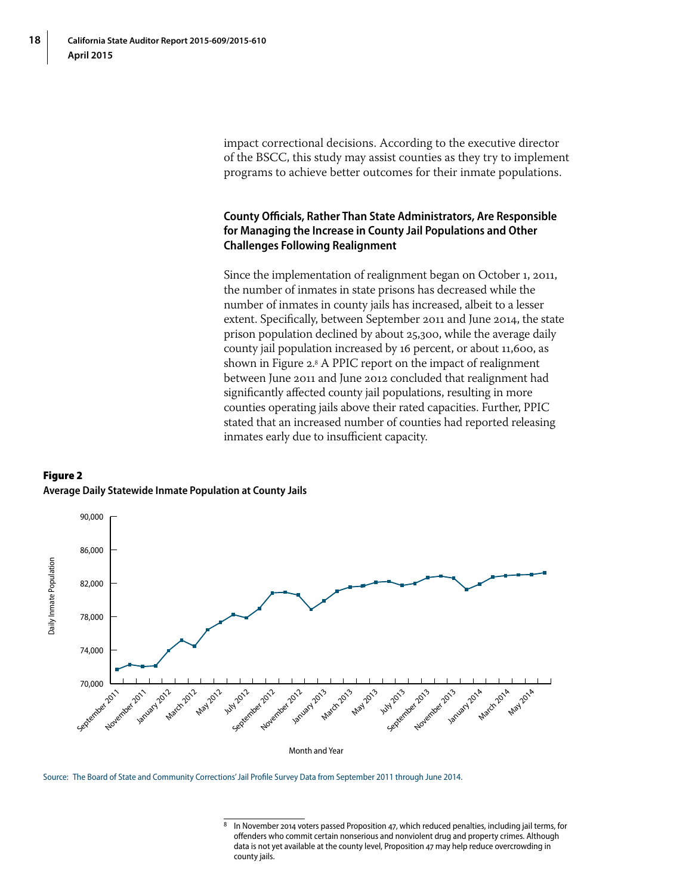impact correctional decisions. According to the executive director of the BSCC, this study may assist counties as they try to implement programs to achieve better outcomes for their inmate populations.

### County Officials, Rather Than State Administrators, Are Responsible for Managing the Increase in County Jail Populations and Other Challenges Following Realignment

Since the implementation of realignment began on October 1, 2011, the number of inmates in state prisons has decreased while the number of inmates in county jails has increased, albeit to a lesser extent. Specifically, between September 2011 and June 2014, the state prison population declined by about 25,300, while the average daily county jail population increased by 16 percent, or about 11,600, as shown in Figure 2.[8] A PPIC report on the impact of realignment between June 2011 and June 2012 concluded that realignment had significantly affected county jail populations, resulting in more counties operating jails above their rated capacities. Further, PPIC stated that an increased number of counties had reported releasing inmates early due to insufficient capacity.

**Figure 2**
**Average Daily Statewide Inmate Population at County Jails**

Source: The Board of State and Community Corrections' Jail Profile Survey Data from September 2011 through June 2014.

---

[8] In November 2014 voters passed Proposition 47, which reduced penalties, including jail terms, for offenders who commit certain nonserious and nonviolent drug and property crimes. Although data is not yet available at the county level, Proposition 47 may help reduce overcrowding in county jails.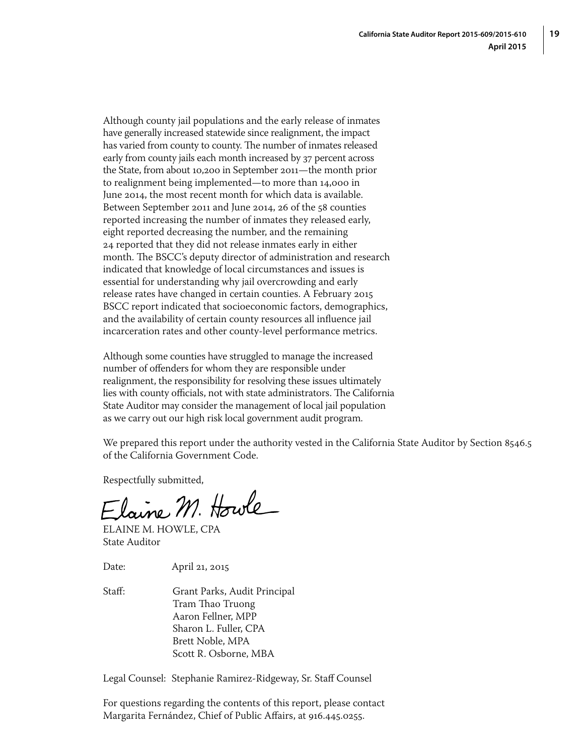Although county jail populations and the early release of inmates have generally increased statewide since realignment, the impact has varied from county to county. The number of inmates released early from county jails each month increased by 37 percent across the State, from about 10,200 in September 2011—the month prior to realignment being implemented—to more than 14,000 in June 2014, the most recent month for which data is available. Between September 2011 and June 2014, 26 of the 58 counties reported increasing the number of inmates they released early, eight reported decreasing the number, and the remaining 24 reported that they did not release inmates early in either month. The BSCC's deputy director of administration and research indicated that knowledge of local circumstances and issues is essential for understanding why jail overcrowding and early release rates have changed in certain counties. A February 2015 BSCC report indicated that socioeconomic factors, demographics, and the availability of certain county resources all influence jail incarceration rates and other county-level performance metrics.

Although some counties have struggled to manage the increased number of offenders for whom they are responsible under realignment, the responsibility for resolving these issues ultimately lies with county officials, not with state administrators. The California State Auditor may consider the management of local jail population as we carry out our high risk local government audit program.

We prepared this report under the authority vested in the California State Auditor by Section 8546.5 of the California Government Code.

Respectfully submitted,

Elaine M. Howle

ELAINE M. HOWLE, CPA
State Auditor

Date: April 21, 2015

Staff: Grant Parks, Audit Principal
Tram Thao Truong
Aaron Fellner, MPP
Sharon L. Fuller, CPA
Brett Noble, MPA
Scott R. Osborne, MBA

Legal Counsel: Stephanie Ramirez-Ridgeway, Sr. Staff Counsel

For questions regarding the contents of this report, please contact Margarita Fernández, Chief of Public Affairs, at 916.445.0255.